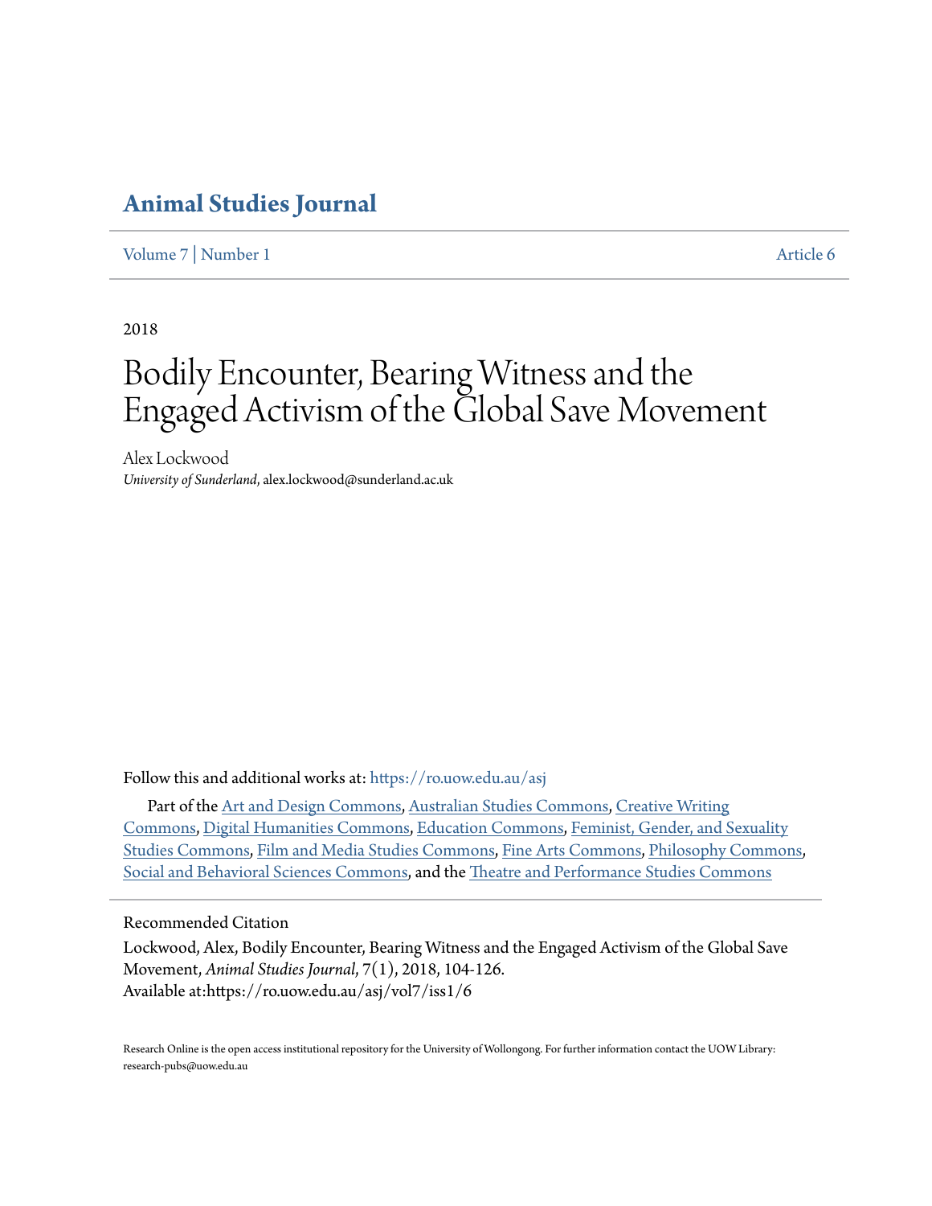# Animal Studies Journal

Volume 7 | Number 1 Article 6

2018

# Bodily Encounter, Bearing Witness and the Engaged Activism of the Global Save Movement

Alex Lockwood
*University of Sunderland*, alex.lockwood@sunderland.ac.uk

Follow this and additional works at: https://ro.uow.edu.au/asj

Part of the Art and Design Commons, Australian Studies Commons, Creative Writing Commons, Digital Humanities Commons, Education Commons, Feminist, Gender, and Sexuality Studies Commons, Film and Media Studies Commons, Fine Arts Commons, Philosophy Commons, Social and Behavioral Sciences Commons, and the Theatre and Performance Studies Commons

## Recommended Citation

Lockwood, Alex, Bodily Encounter, Bearing Witness and the Engaged Activism of the Global Save Movement, *Animal Studies Journal*, 7(1), 2018, 104-126.
Available at:https://ro.uow.edu.au/asj/vol7/iss1/6

Research Online is the open access institutional repository for the University of Wollongong. For further information contact the UOW Library: research-pubs@uow.edu.au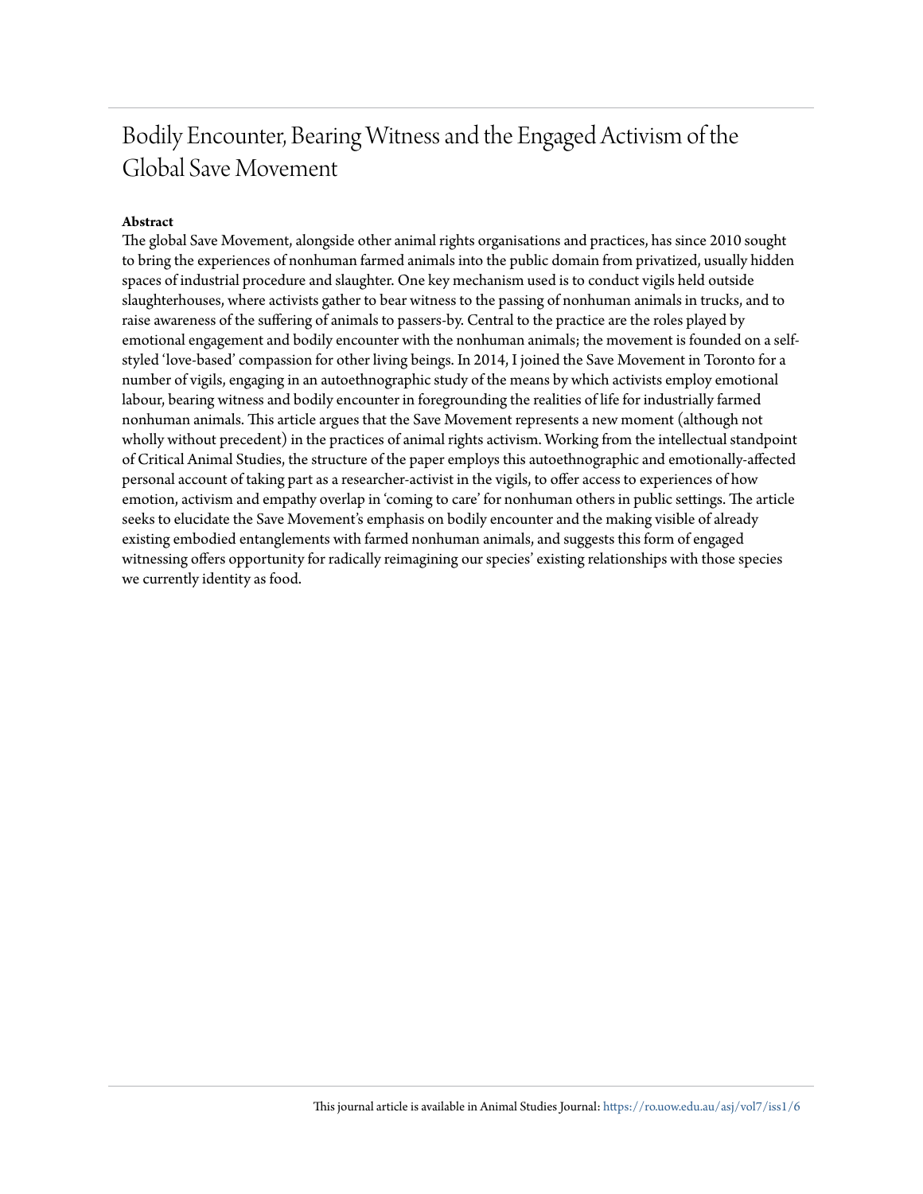# Bodily Encounter, Bearing Witness and the Engaged Activism of the Global Save Movement

**Abstract**

The global Save Movement, alongside other animal rights organisations and practices, has since 2010 sought to bring the experiences of nonhuman farmed animals into the public domain from privatized, usually hidden spaces of industrial procedure and slaughter. One key mechanism used is to conduct vigils held outside slaughterhouses, where activists gather to bear witness to the passing of nonhuman animals in trucks, and to raise awareness of the suffering of animals to passers-by. Central to the practice are the roles played by emotional engagement and bodily encounter with the nonhuman animals; the movement is founded on a self-styled 'love-based' compassion for other living beings. In 2014, I joined the Save Movement in Toronto for a number of vigils, engaging in an autoethnographic study of the means by which activists employ emotional labour, bearing witness and bodily encounter in foregrounding the realities of life for industrially farmed nonhuman animals. This article argues that the Save Movement represents a new moment (although not wholly without precedent) in the practices of animal rights activism. Working from the intellectual standpoint of Critical Animal Studies, the structure of the paper employs this autoethnographic and emotionally-affected personal account of taking part as a researcher-activist in the vigils, to offer access to experiences of how emotion, activism and empathy overlap in 'coming to care' for nonhuman others in public settings. The article seeks to elucidate the Save Movement's emphasis on bodily encounter and the making visible of already existing embodied entanglements with farmed nonhuman animals, and suggests this form of engaged witnessing offers opportunity for radically reimagining our species' existing relationships with those species we currently identity as food.

This journal article is available in Animal Studies Journal: https://ro.uow.edu.au/asj/vol7/iss1/6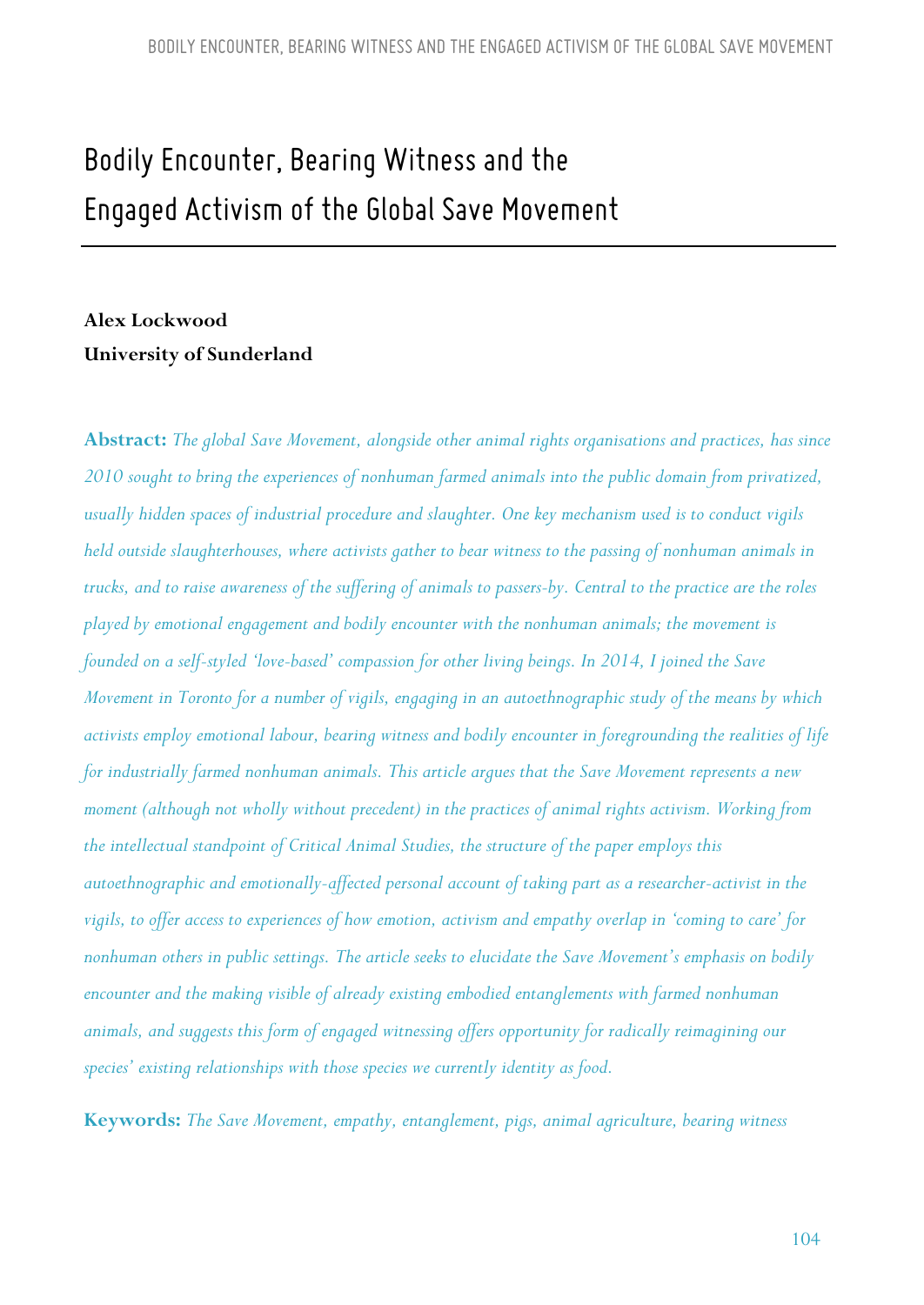# Bodily Encounter, Bearing Witness and the Engaged Activism of the Global Save Movement

**Alex Lockwood**
**University of Sunderland**

**Abstract:** *The global Save Movement, alongside other animal rights organisations and practices, has since 2010 sought to bring the experiences of nonhuman farmed animals into the public domain from privatized, usually hidden spaces of industrial procedure and slaughter. One key mechanism used is to conduct vigils held outside slaughterhouses, where activists gather to bear witness to the passing of nonhuman animals in trucks, and to raise awareness of the suffering of animals to passers-by. Central to the practice are the roles played by emotional engagement and bodily encounter with the nonhuman animals; the movement is founded on a self-styled 'love-based' compassion for other living beings. In 2014, I joined the Save Movement in Toronto for a number of vigils, engaging in an autoethnographic study of the means by which activists employ emotional labour, bearing witness and bodily encounter in foregrounding the realities of life for industrially farmed nonhuman animals. This article argues that the Save Movement represents a new moment (although not wholly without precedent) in the practices of animal rights activism. Working from the intellectual standpoint of Critical Animal Studies, the structure of the paper employs this autoethnographic and emotionally-affected personal account of taking part as a researcher-activist in the vigils, to offer access to experiences of how emotion, activism and empathy overlap in 'coming to care' for nonhuman others in public settings. The article seeks to elucidate the Save Movement's emphasis on bodily encounter and the making visible of already existing embodied entanglements with farmed nonhuman animals, and suggests this form of engaged witnessing offers opportunity for radically reimagining our species' existing relationships with those species we currently identity as food.*

**Keywords:** *The Save Movement, empathy, entanglement, pigs, animal agriculture, bearing witness*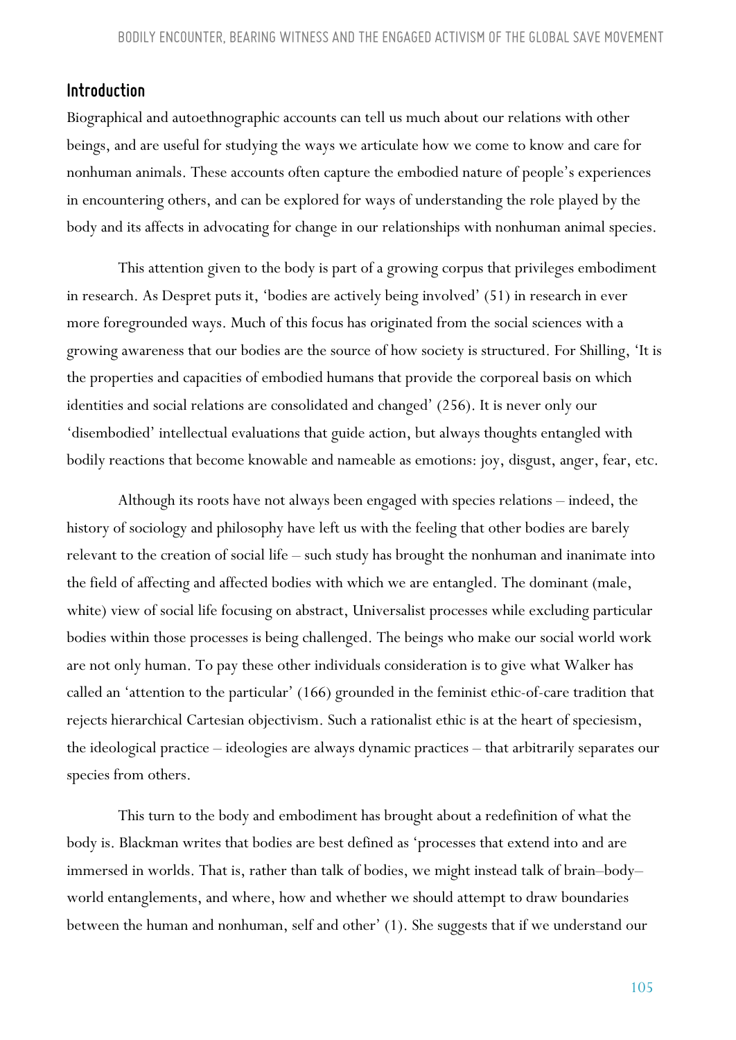## Introduction

Biographical and autoethnographic accounts can tell us much about our relations with other beings, and are useful for studying the ways we articulate how we come to know and care for nonhuman animals. These accounts often capture the embodied nature of people's experiences in encountering others, and can be explored for ways of understanding the role played by the body and its affects in advocating for change in our relationships with nonhuman animal species.

This attention given to the body is part of a growing corpus that privileges embodiment in research. As Despret puts it, 'bodies are actively being involved' (51) in research in ever more foregrounded ways. Much of this focus has originated from the social sciences with a growing awareness that our bodies are the source of how society is structured. For Shilling, 'It is the properties and capacities of embodied humans that provide the corporeal basis on which identities and social relations are consolidated and changed' (256). It is never only our 'disembodied' intellectual evaluations that guide action, but always thoughts entangled with bodily reactions that become knowable and nameable as emotions: joy, disgust, anger, fear, etc.

Although its roots have not always been engaged with species relations – indeed, the history of sociology and philosophy have left us with the feeling that other bodies are barely relevant to the creation of social life – such study has brought the nonhuman and inanimate into the field of affecting and affected bodies with which we are entangled. The dominant (male, white) view of social life focusing on abstract, Universalist processes while excluding particular bodies within those processes is being challenged. The beings who make our social world work are not only human. To pay these other individuals consideration is to give what Walker has called an 'attention to the particular' (166) grounded in the feminist ethic-of-care tradition that rejects hierarchical Cartesian objectivism. Such a rationalist ethic is at the heart of speciesism, the ideological practice – ideologies are always dynamic practices – that arbitrarily separates our species from others.

This turn to the body and embodiment has brought about a redefinition of what the body is. Blackman writes that bodies are best defined as 'processes that extend into and are immersed in worlds. That is, rather than talk of bodies, we might instead talk of brain–body–world entanglements, and where, how and whether we should attempt to draw boundaries between the human and nonhuman, self and other' (1). She suggests that if we understand our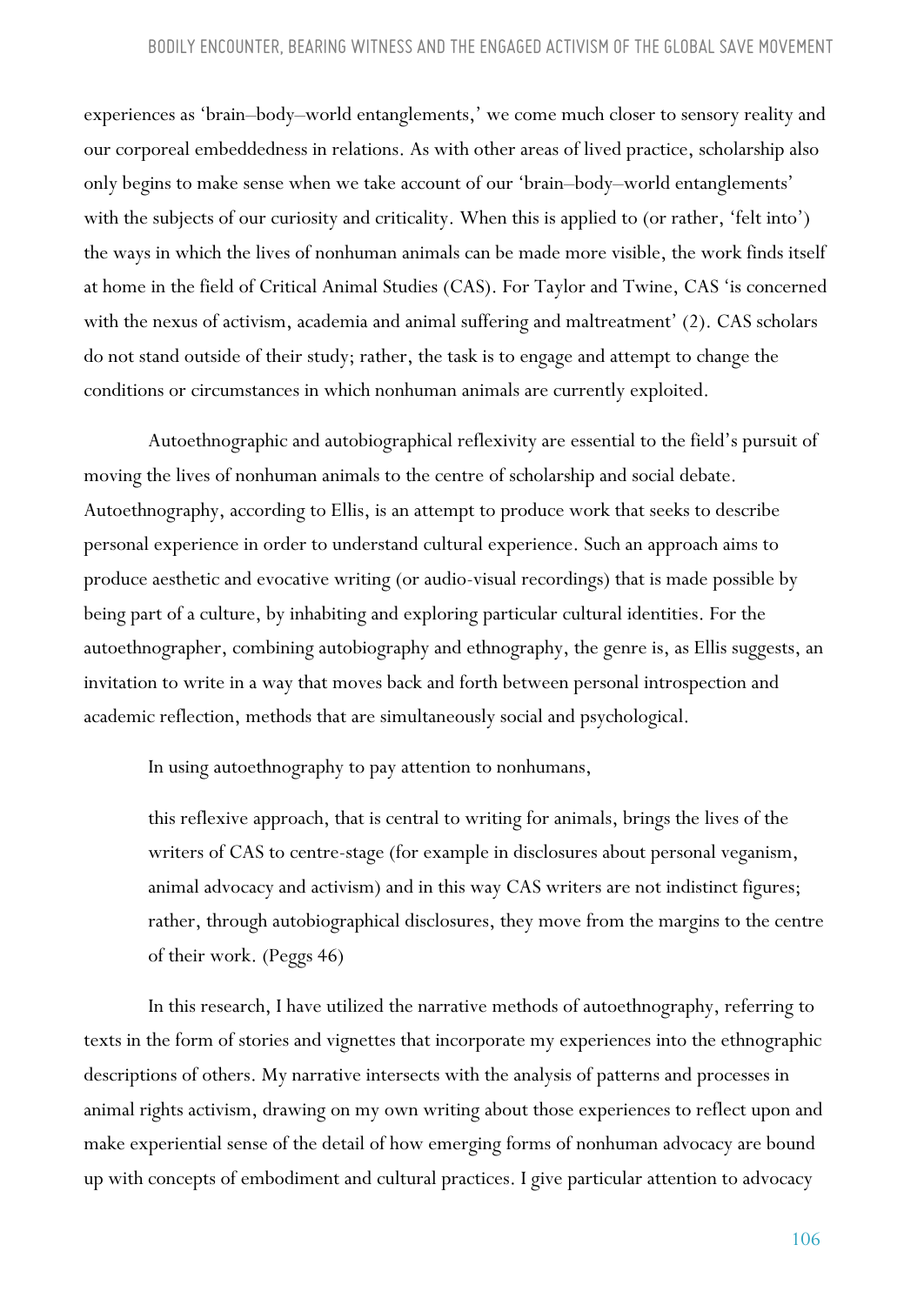experiences as 'brain–body–world entanglements,' we come much closer to sensory reality and our corporeal embeddedness in relations. As with other areas of lived practice, scholarship also only begins to make sense when we take account of our 'brain–body–world entanglements' with the subjects of our curiosity and criticality. When this is applied to (or rather, 'felt into') the ways in which the lives of nonhuman animals can be made more visible, the work finds itself at home in the field of Critical Animal Studies (CAS). For Taylor and Twine, CAS 'is concerned with the nexus of activism, academia and animal suffering and maltreatment' (2). CAS scholars do not stand outside of their study; rather, the task is to engage and attempt to change the conditions or circumstances in which nonhuman animals are currently exploited.

Autoethnographic and autobiographical reflexivity are essential to the field's pursuit of moving the lives of nonhuman animals to the centre of scholarship and social debate. Autoethnography, according to Ellis, is an attempt to produce work that seeks to describe personal experience in order to understand cultural experience. Such an approach aims to produce aesthetic and evocative writing (or audio-visual recordings) that is made possible by being part of a culture, by inhabiting and exploring particular cultural identities. For the autoethnographer, combining autobiography and ethnography, the genre is, as Ellis suggests, an invitation to write in a way that moves back and forth between personal introspection and academic reflection, methods that are simultaneously social and psychological.

In using autoethnography to pay attention to nonhumans,

> this reflexive approach, that is central to writing for animals, brings the lives of the writers of CAS to centre-stage (for example in disclosures about personal veganism, animal advocacy and activism) and in this way CAS writers are not indistinct figures; rather, through autobiographical disclosures, they move from the margins to the centre of their work. (Peggs 46)

In this research, I have utilized the narrative methods of autoethnography, referring to texts in the form of stories and vignettes that incorporate my experiences into the ethnographic descriptions of others. My narrative intersects with the analysis of patterns and processes in animal rights activism, drawing on my own writing about those experiences to reflect upon and make experiential sense of the detail of how emerging forms of nonhuman advocacy are bound up with concepts of embodiment and cultural practices. I give particular attention to advocacy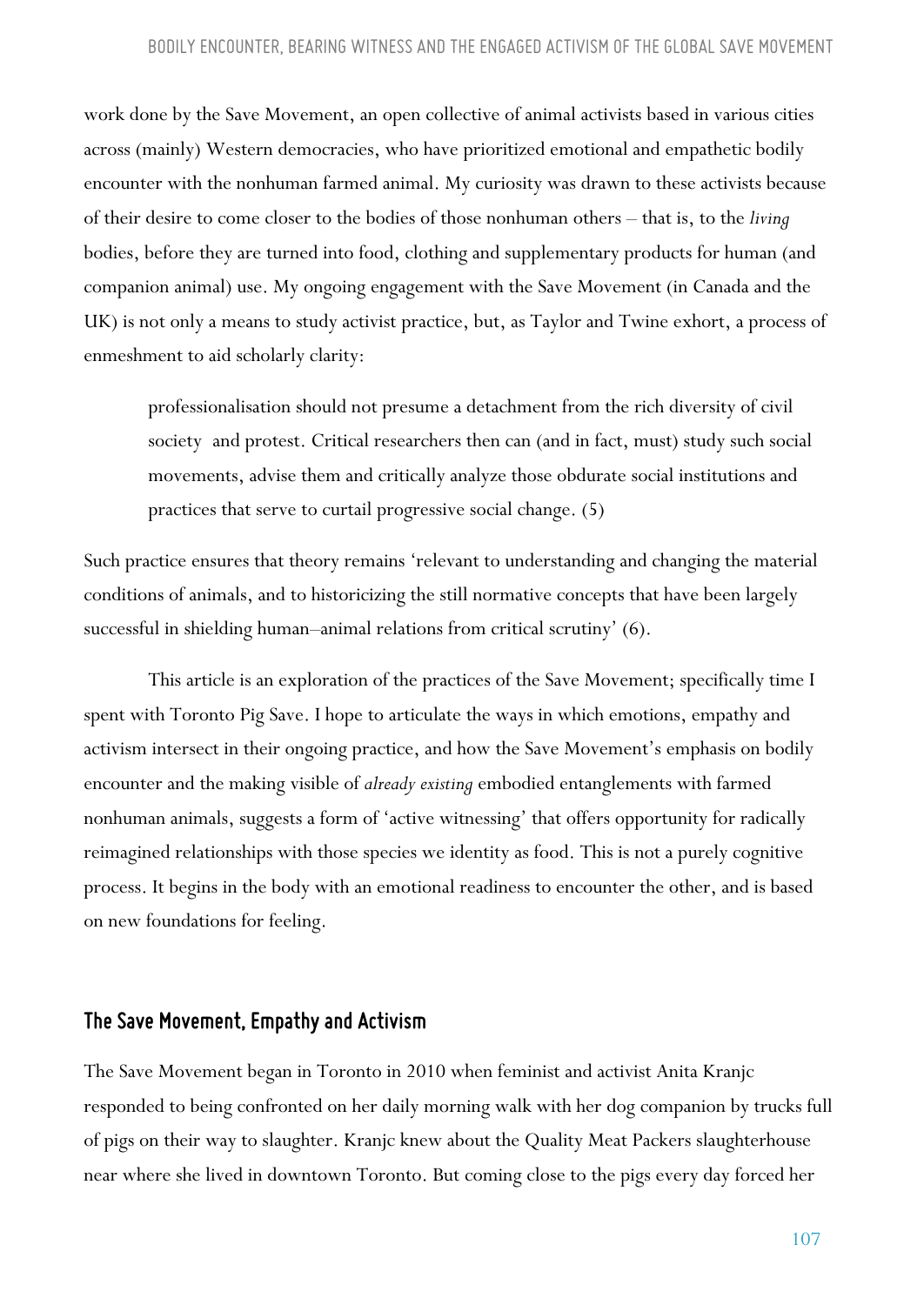work done by the Save Movement, an open collective of animal activists based in various cities across (mainly) Western democracies, who have prioritized emotional and empathetic bodily encounter with the nonhuman farmed animal. My curiosity was drawn to these activists because of their desire to come closer to the bodies of those nonhuman others – that is, to the *living* bodies, before they are turned into food, clothing and supplementary products for human (and companion animal) use. My ongoing engagement with the Save Movement (in Canada and the UK) is not only a means to study activist practice, but, as Taylor and Twine exhort, a process of enmeshment to aid scholarly clarity:

> professionalisation should not presume a detachment from the rich diversity of civil society and protest. Critical researchers then can (and in fact, must) study such social movements, advise them and critically analyze those obdurate social institutions and practices that serve to curtail progressive social change. (5)

Such practice ensures that theory remains 'relevant to understanding and changing the material conditions of animals, and to historicizing the still normative concepts that have been largely successful in shielding human–animal relations from critical scrutiny' (6).

This article is an exploration of the practices of the Save Movement; specifically time I spent with Toronto Pig Save. I hope to articulate the ways in which emotions, empathy and activism intersect in their ongoing practice, and how the Save Movement's emphasis on bodily encounter and the making visible of *already existing* embodied entanglements with farmed nonhuman animals, suggests a form of 'active witnessing' that offers opportunity for radically reimagined relationships with those species we identity as food. This is not a purely cognitive process. It begins in the body with an emotional readiness to encounter the other, and is based on new foundations for feeling.

## The Save Movement, Empathy and Activism

The Save Movement began in Toronto in 2010 when feminist and activist Anita Kranjc responded to being confronted on her daily morning walk with her dog companion by trucks full of pigs on their way to slaughter. Kranjc knew about the Quality Meat Packers slaughterhouse near where she lived in downtown Toronto. But coming close to the pigs every day forced her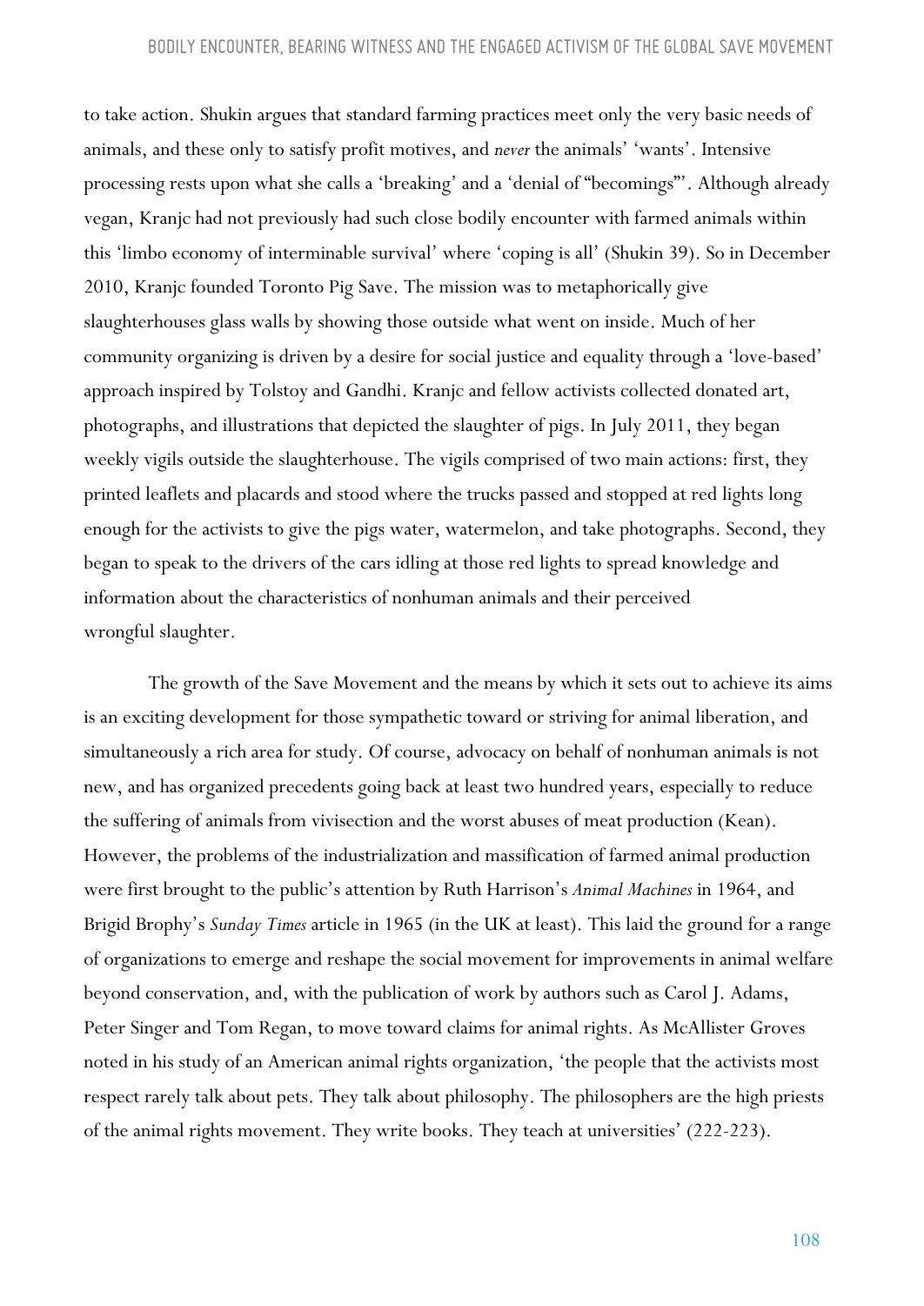to take action. Shukin argues that standard farming practices meet only the very basic needs of animals, and these only to satisfy profit motives, and *never* the animals' 'wants'. Intensive processing rests upon what she calls a 'breaking' and a 'denial of "becomings"'. Although already vegan, Kranjc had not previously had such close bodily encounter with farmed animals within this 'limbo economy of interminable survival' where 'coping is all' (Shukin 39). So in December 2010, Kranjc founded Toronto Pig Save. The mission was to metaphorically give slaughterhouses glass walls by showing those outside what went on inside. Much of her community organizing is driven by a desire for social justice and equality through a 'love-based' approach inspired by Tolstoy and Gandhi. Kranjc and fellow activists collected donated art, photographs, and illustrations that depicted the slaughter of pigs. In July 2011, they began weekly vigils outside the slaughterhouse. The vigils comprised of two main actions: first, they printed leaflets and placards and stood where the trucks passed and stopped at red lights long enough for the activists to give the pigs water, watermelon, and take photographs. Second, they began to speak to the drivers of the cars idling at those red lights to spread knowledge and information about the characteristics of nonhuman animals and their perceived wrongful slaughter.

The growth of the Save Movement and the means by which it sets out to achieve its aims is an exciting development for those sympathetic toward or striving for animal liberation, and simultaneously a rich area for study. Of course, advocacy on behalf of nonhuman animals is not new, and has organized precedents going back at least two hundred years, especially to reduce the suffering of animals from vivisection and the worst abuses of meat production (Kean). However, the problems of the industrialization and massification of farmed animal production were first brought to the public's attention by Ruth Harrison's *Animal Machines* in 1964, and Brigid Brophy's *Sunday Times* article in 1965 (in the UK at least). This laid the ground for a range of organizations to emerge and reshape the social movement for improvements in animal welfare beyond conservation, and, with the publication of work by authors such as Carol J. Adams, Peter Singer and Tom Regan, to move toward claims for animal rights. As McAllister Groves noted in his study of an American animal rights organization, 'the people that the activists most respect rarely talk about pets. They talk about philosophy. The philosophers are the high priests of the animal rights movement. They write books. They teach at universities' (222-223).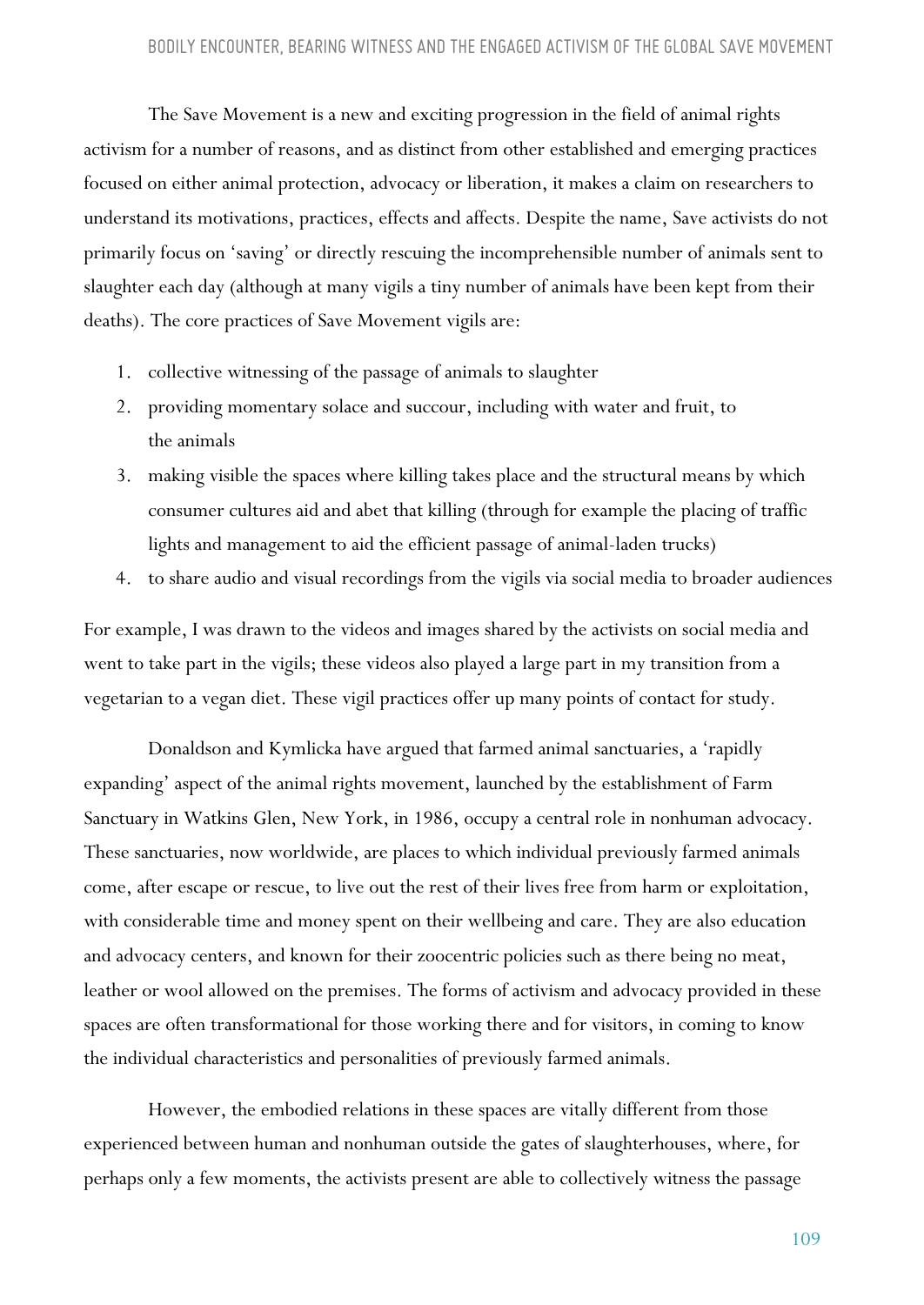The Save Movement is a new and exciting progression in the field of animal rights activism for a number of reasons, and as distinct from other established and emerging practices focused on either animal protection, advocacy or liberation, it makes a claim on researchers to understand its motivations, practices, effects and affects. Despite the name, Save activists do not primarily focus on 'saving' or directly rescuing the incomprehensible number of animals sent to slaughter each day (although at many vigils a tiny number of animals have been kept from their deaths). The core practices of Save Movement vigils are:

1. collective witnessing of the passage of animals to slaughter
2. providing momentary solace and succour, including with water and fruit, to the animals
3. making visible the spaces where killing takes place and the structural means by which consumer cultures aid and abet that killing (through for example the placing of traffic lights and management to aid the efficient passage of animal-laden trucks)
4. to share audio and visual recordings from the vigils via social media to broader audiences

For example, I was drawn to the videos and images shared by the activists on social media and went to take part in the vigils; these videos also played a large part in my transition from a vegetarian to a vegan diet. These vigil practices offer up many points of contact for study.

Donaldson and Kymlicka have argued that farmed animal sanctuaries, a 'rapidly expanding' aspect of the animal rights movement, launched by the establishment of Farm Sanctuary in Watkins Glen, New York, in 1986, occupy a central role in nonhuman advocacy. These sanctuaries, now worldwide, are places to which individual previously farmed animals come, after escape or rescue, to live out the rest of their lives free from harm or exploitation, with considerable time and money spent on their wellbeing and care. They are also education and advocacy centers, and known for their zoocentric policies such as there being no meat, leather or wool allowed on the premises. The forms of activism and advocacy provided in these spaces are often transformational for those working there and for visitors, in coming to know the individual characteristics and personalities of previously farmed animals.

However, the embodied relations in these spaces are vitally different from those experienced between human and nonhuman outside the gates of slaughterhouses, where, for perhaps only a few moments, the activists present are able to collectively witness the passage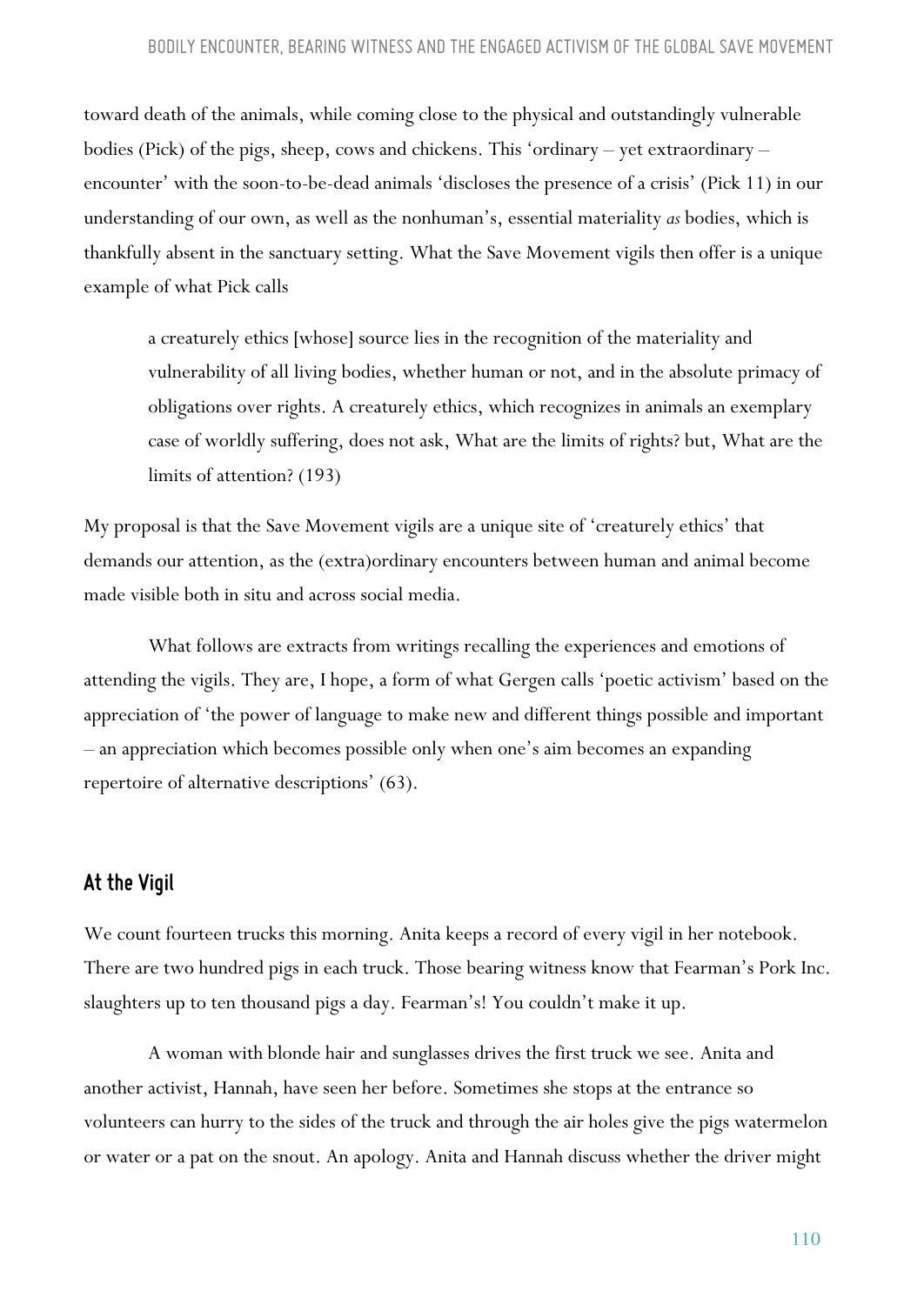toward death of the animals, while coming close to the physical and outstandingly vulnerable bodies (Pick) of the pigs, sheep, cows and chickens. This 'ordinary – yet extraordinary – encounter' with the soon-to-be-dead animals 'discloses the presence of a crisis' (Pick 11) in our understanding of our own, as well as the nonhuman's, essential materiality *as* bodies, which is thankfully absent in the sanctuary setting. What the Save Movement vigils then offer is a unique example of what Pick calls

> a creaturely ethics [whose] source lies in the recognition of the materiality and vulnerability of all living bodies, whether human or not, and in the absolute primacy of obligations over rights. A creaturely ethics, which recognizes in animals an exemplary case of worldly suffering, does not ask, What are the limits of rights? but, What are the limits of attention? (193)

My proposal is that the Save Movement vigils are a unique site of 'creaturely ethics' that demands our attention, as the (extra)ordinary encounters between human and animal become made visible both in situ and across social media.

What follows are extracts from writings recalling the experiences and emotions of attending the vigils. They are, I hope, a form of what Gergen calls 'poetic activism' based on the appreciation of 'the power of language to make new and different things possible and important – an appreciation which becomes possible only when one's aim becomes an expanding repertoire of alternative descriptions' (63).

## At the Vigil

We count fourteen trucks this morning. Anita keeps a record of every vigil in her notebook. There are two hundred pigs in each truck. Those bearing witness know that Fearman's Pork Inc. slaughters up to ten thousand pigs a day. Fearman's! You couldn't make it up.

A woman with blonde hair and sunglasses drives the first truck we see. Anita and another activist, Hannah, have seen her before. Sometimes she stops at the entrance so volunteers can hurry to the sides of the truck and through the air holes give the pigs watermelon or water or a pat on the snout. An apology. Anita and Hannah discuss whether the driver might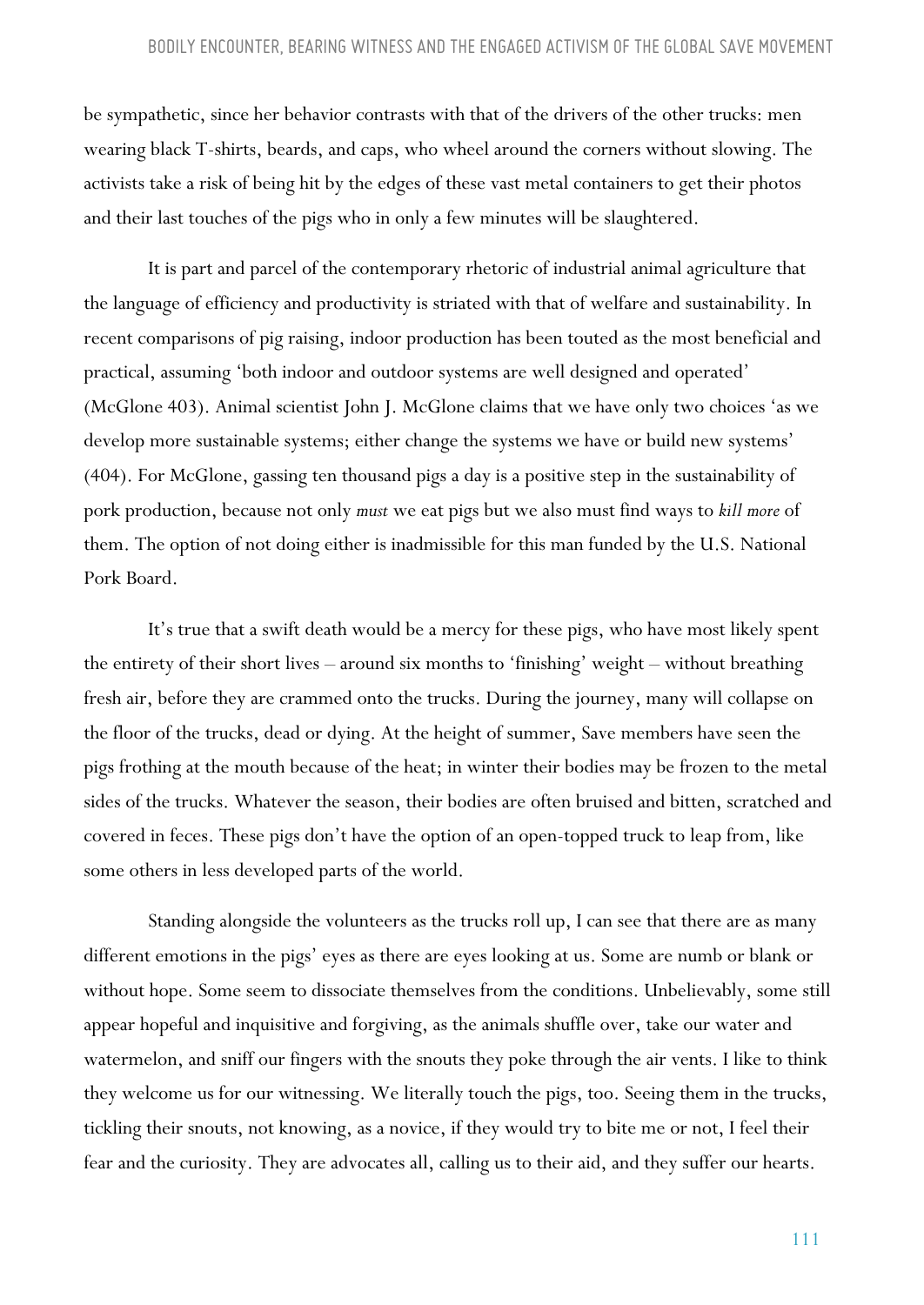be sympathetic, since her behavior contrasts with that of the drivers of the other trucks: men wearing black T-shirts, beards, and caps, who wheel around the corners without slowing. The activists take a risk of being hit by the edges of these vast metal containers to get their photos and their last touches of the pigs who in only a few minutes will be slaughtered.

It is part and parcel of the contemporary rhetoric of industrial animal agriculture that the language of efficiency and productivity is striated with that of welfare and sustainability. In recent comparisons of pig raising, indoor production has been touted as the most beneficial and practical, assuming 'both indoor and outdoor systems are well designed and operated' (McGlone 403). Animal scientist John J. McGlone claims that we have only two choices 'as we develop more sustainable systems; either change the systems we have or build new systems' (404). For McGlone, gassing ten thousand pigs a day is a positive step in the sustainability of pork production, because not only *must* we eat pigs but we also must find ways to *kill more* of them. The option of not doing either is inadmissible for this man funded by the U.S. National Pork Board.

It's true that a swift death would be a mercy for these pigs, who have most likely spent the entirety of their short lives – around six months to 'finishing' weight – without breathing fresh air, before they are crammed onto the trucks. During the journey, many will collapse on the floor of the trucks, dead or dying. At the height of summer, Save members have seen the pigs frothing at the mouth because of the heat; in winter their bodies may be frozen to the metal sides of the trucks. Whatever the season, their bodies are often bruised and bitten, scratched and covered in feces. These pigs don't have the option of an open-topped truck to leap from, like some others in less developed parts of the world.

Standing alongside the volunteers as the trucks roll up, I can see that there are as many different emotions in the pigs' eyes as there are eyes looking at us. Some are numb or blank or without hope. Some seem to dissociate themselves from the conditions. Unbelievably, some still appear hopeful and inquisitive and forgiving, as the animals shuffle over, take our water and watermelon, and sniff our fingers with the snouts they poke through the air vents. I like to think they welcome us for our witnessing. We literally touch the pigs, too. Seeing them in the trucks, tickling their snouts, not knowing, as a novice, if they would try to bite me or not, I feel their fear and the curiosity. They are advocates all, calling us to their aid, and they suffer our hearts.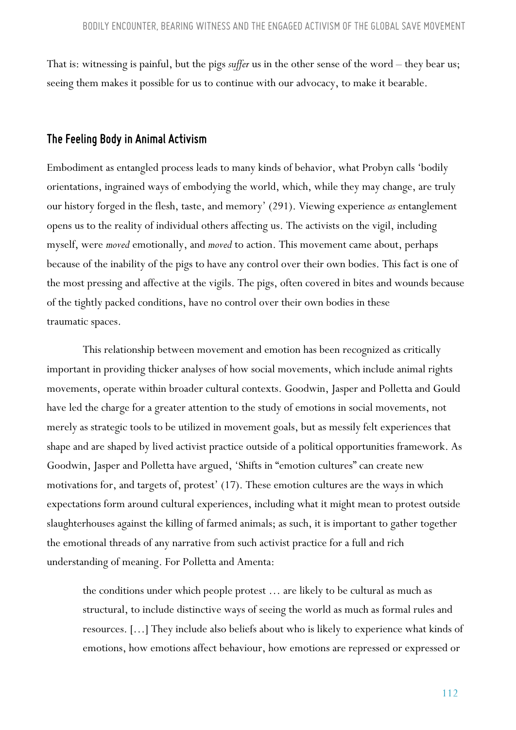That is: witnessing is painful, but the pigs *suffer* us in the other sense of the word – they bear us; seeing them makes it possible for us to continue with our advocacy, to make it bearable.

## The Feeling Body in Animal Activism

Embodiment as entangled process leads to many kinds of behavior, what Probyn calls 'bodily orientations, ingrained ways of embodying the world, which, while they may change, are truly our history forged in the flesh, taste, and memory' (291). Viewing experience *as* entanglement opens us to the reality of individual others affecting us. The activists on the vigil, including myself, were *moved* emotionally, and *moved* to action. This movement came about, perhaps because of the inability of the pigs to have any control over their own bodies. This fact is one of the most pressing and affective at the vigils. The pigs, often covered in bites and wounds because of the tightly packed conditions, have no control over their own bodies in these traumatic spaces.

This relationship between movement and emotion has been recognized as critically important in providing thicker analyses of how social movements, which include animal rights movements, operate within broader cultural contexts. Goodwin, Jasper and Polletta and Gould have led the charge for a greater attention to the study of emotions in social movements, not merely as strategic tools to be utilized in movement goals, but as messily felt experiences that shape and are shaped by lived activist practice outside of a political opportunities framework. As Goodwin, Jasper and Polletta have argued, 'Shifts in "emotion cultures" can create new motivations for, and targets of, protest' (17). These emotion cultures are the ways in which expectations form around cultural experiences, including what it might mean to protest outside slaughterhouses against the killing of farmed animals; as such, it is important to gather together the emotional threads of any narrative from such activist practice for a full and rich understanding of meaning. For Polletta and Amenta:

> the conditions under which people protest … are likely to be cultural as much as structural, to include distinctive ways of seeing the world as much as formal rules and resources. […] They include also beliefs about who is likely to experience what kinds of emotions, how emotions affect behaviour, how emotions are repressed or expressed or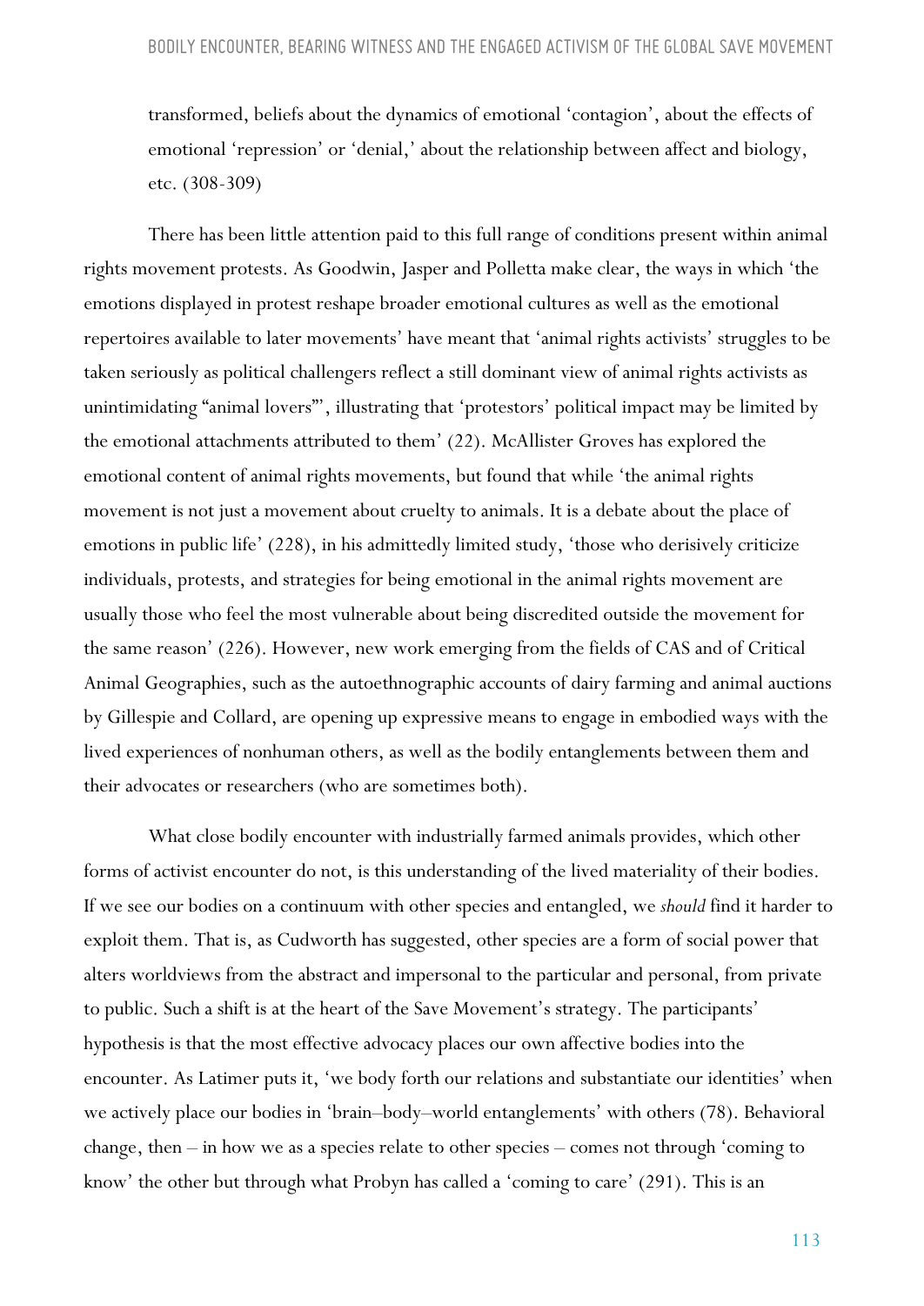transformed, beliefs about the dynamics of emotional 'contagion', about the effects of emotional 'repression' or 'denial,' about the relationship between affect and biology, etc. (308-309)

There has been little attention paid to this full range of conditions present within animal rights movement protests. As Goodwin, Jasper and Polletta make clear, the ways in which 'the emotions displayed in protest reshape broader emotional cultures as well as the emotional repertoires available to later movements' have meant that 'animal rights activists' struggles to be taken seriously as political challengers reflect a still dominant view of animal rights activists as unintimidating "animal lovers"', illustrating that 'protestors' political impact may be limited by the emotional attachments attributed to them' (22). McAllister Groves has explored the emotional content of animal rights movements, but found that while 'the animal rights movement is not just a movement about cruelty to animals. It is a debate about the place of emotions in public life' (228), in his admittedly limited study, 'those who derisively criticize individuals, protests, and strategies for being emotional in the animal rights movement are usually those who feel the most vulnerable about being discredited outside the movement for the same reason' (226). However, new work emerging from the fields of CAS and of Critical Animal Geographies, such as the autoethnographic accounts of dairy farming and animal auctions by Gillespie and Collard, are opening up expressive means to engage in embodied ways with the lived experiences of nonhuman others, as well as the bodily entanglements between them and their advocates or researchers (who are sometimes both).

What close bodily encounter with industrially farmed animals provides, which other forms of activist encounter do not, is this understanding of the lived materiality of their bodies. If we see our bodies on a continuum with other species and entangled, we *should* find it harder to exploit them. That is, as Cudworth has suggested, other species are a form of social power that alters worldviews from the abstract and impersonal to the particular and personal, from private to public. Such a shift is at the heart of the Save Movement's strategy. The participants' hypothesis is that the most effective advocacy places our own affective bodies into the encounter. As Latimer puts it, 'we body forth our relations and substantiate our identities' when we actively place our bodies in 'brain–body–world entanglements' with others (78). Behavioral change, then – in how we as a species relate to other species – comes not through 'coming to know' the other but through what Probyn has called a 'coming to care' (291). This is an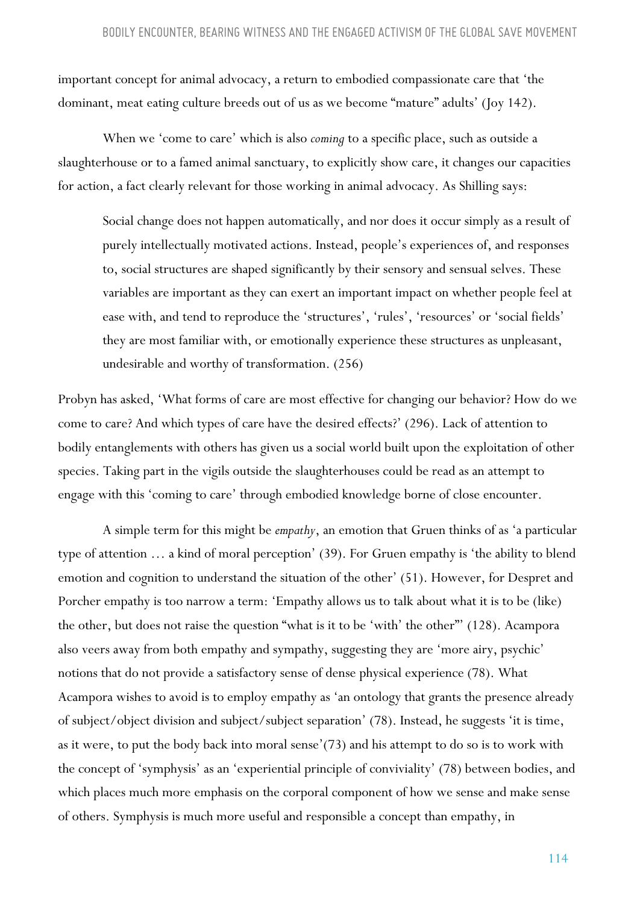important concept for animal advocacy, a return to embodied compassionate care that 'the dominant, meat eating culture breeds out of us as we become "mature" adults' (Joy 142).

When we 'come to care' which is also *coming* to a specific place, such as outside a slaughterhouse or to a famed animal sanctuary, to explicitly show care, it changes our capacities for action, a fact clearly relevant for those working in animal advocacy. As Shilling says:

> Social change does not happen automatically, and nor does it occur simply as a result of purely intellectually motivated actions. Instead, people's experiences of, and responses to, social structures are shaped significantly by their sensory and sensual selves. These variables are important as they can exert an important impact on whether people feel at ease with, and tend to reproduce the 'structures', 'rules', 'resources' or 'social fields' they are most familiar with, or emotionally experience these structures as unpleasant, undesirable and worthy of transformation. (256)

Probyn has asked, 'What forms of care are most effective for changing our behavior? How do we come to care? And which types of care have the desired effects?' (296). Lack of attention to bodily entanglements with others has given us a social world built upon the exploitation of other species. Taking part in the vigils outside the slaughterhouses could be read as an attempt to engage with this 'coming to care' through embodied knowledge borne of close encounter.

A simple term for this might be *empathy*, an emotion that Gruen thinks of as 'a particular type of attention … a kind of moral perception' (39). For Gruen empathy is 'the ability to blend emotion and cognition to understand the situation of the other' (51). However, for Despret and Porcher empathy is too narrow a term: 'Empathy allows us to talk about what it is to be (like) the other, but does not raise the question "what is it to be 'with' the other"' (128). Acampora also veers away from both empathy and sympathy, suggesting they are 'more airy, psychic' notions that do not provide a satisfactory sense of dense physical experience (78). What Acampora wishes to avoid is to employ empathy as 'an ontology that grants the presence already of subject/object division and subject/subject separation' (78). Instead, he suggests 'it is time, as it were, to put the body back into moral sense'(73) and his attempt to do so is to work with the concept of 'symphysis' as an 'experiential principle of conviviality' (78) between bodies, and which places much more emphasis on the corporal component of how we sense and make sense of others. Symphysis is much more useful and responsible a concept than empathy, in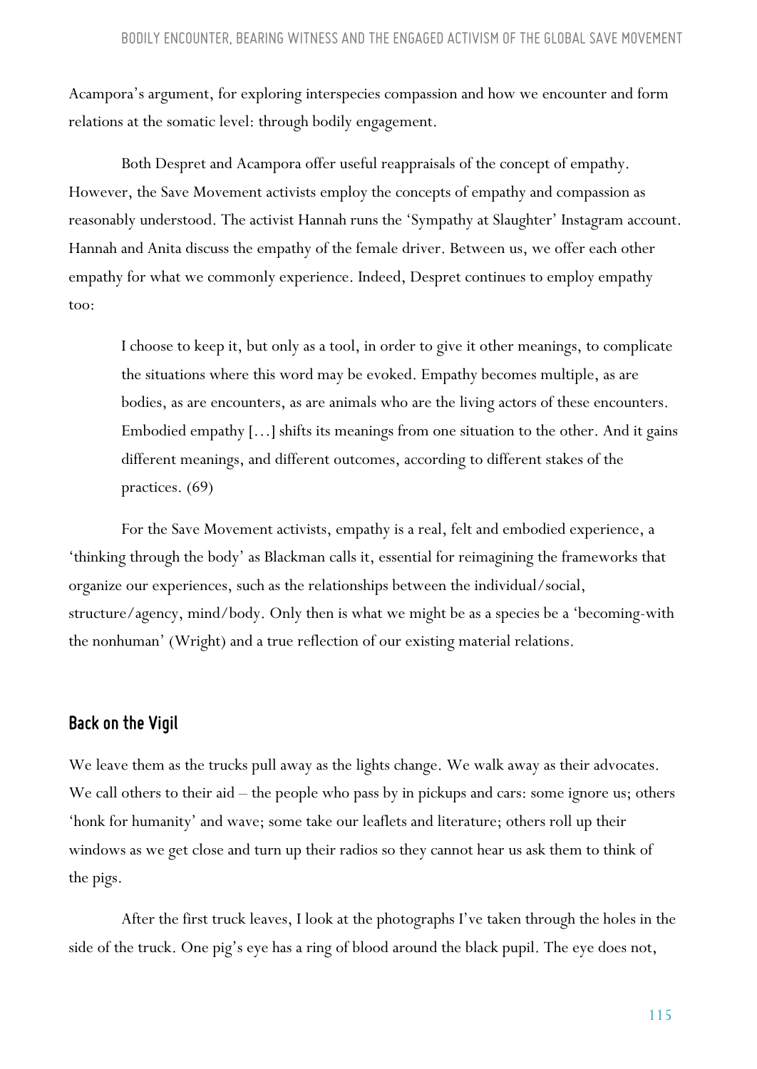Acampora's argument, for exploring interspecies compassion and how we encounter and form relations at the somatic level: through bodily engagement.

Both Despret and Acampora offer useful reappraisals of the concept of empathy. However, the Save Movement activists employ the concepts of empathy and compassion as reasonably understood. The activist Hannah runs the 'Sympathy at Slaughter' Instagram account. Hannah and Anita discuss the empathy of the female driver. Between us, we offer each other empathy for what we commonly experience. Indeed, Despret continues to employ empathy too:

> I choose to keep it, but only as a tool, in order to give it other meanings, to complicate the situations where this word may be evoked. Empathy becomes multiple, as are bodies, as are encounters, as are animals who are the living actors of these encounters. Embodied empathy [...] shifts its meanings from one situation to the other. And it gains different meanings, and different outcomes, according to different stakes of the practices. (69)

For the Save Movement activists, empathy is a real, felt and embodied experience, a 'thinking through the body' as Blackman calls it, essential for reimagining the frameworks that organize our experiences, such as the relationships between the individual/social, structure/agency, mind/body. Only then is what we might be as a species be a 'becoming-with the nonhuman' (Wright) and a true reflection of our existing material relations.

## Back on the Vigil

We leave them as the trucks pull away as the lights change. We walk away as their advocates. We call others to their aid – the people who pass by in pickups and cars: some ignore us; others 'honk for humanity' and wave; some take our leaflets and literature; others roll up their windows as we get close and turn up their radios so they cannot hear us ask them to think of the pigs.

After the first truck leaves, I look at the photographs I've taken through the holes in the side of the truck. One pig's eye has a ring of blood around the black pupil. The eye does not,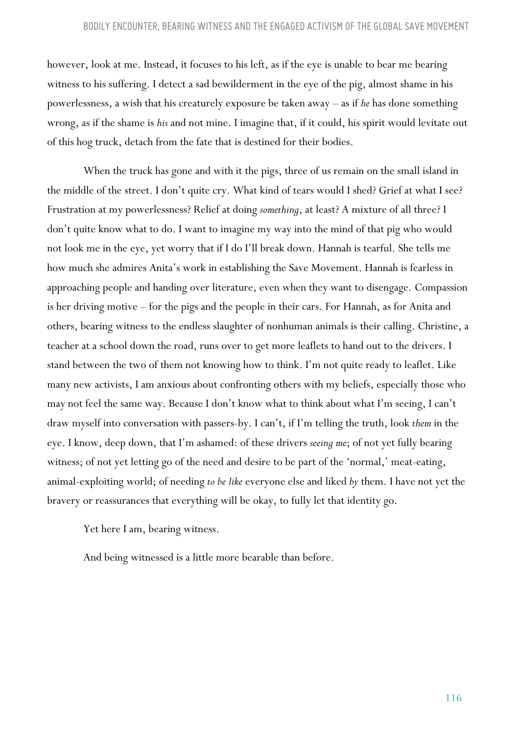however, look at me. Instead, it focuses to his left, as if the eye is unable to bear me bearing witness to his suffering. I detect a sad bewilderment in the eye of the pig, almost shame in his powerlessness, a wish that his creaturely exposure be taken away – as if *he* has done something wrong, as if the shame is *his* and not mine. I imagine that, if it could, his spirit would levitate out of this hog truck, detach from the fate that is destined for their bodies.

When the truck has gone and with it the pigs, three of us remain on the small island in the middle of the street. I don't quite cry. What kind of tears would I shed? Grief at what I see? Frustration at my powerlessness? Relief at doing *something*, at least? A mixture of all three? I don't quite know what to do. I want to imagine my way into the mind of that pig who would not look me in the eye, yet worry that if I do I'll break down. Hannah is tearful. She tells me how much she admires Anita's work in establishing the Save Movement. Hannah is fearless in approaching people and handing over literature, even when they want to disengage. Compassion is her driving motive – for the pigs and the people in their cars. For Hannah, as for Anita and others, bearing witness to the endless slaughter of nonhuman animals is their calling. Christine, a teacher at a school down the road, runs over to get more leaflets to hand out to the drivers. I stand between the two of them not knowing how to think. I'm not quite ready to leaflet. Like many new activists, I am anxious about confronting others with my beliefs, especially those who may not feel the same way. Because I don't know what to think about what I'm seeing, I can't draw myself into conversation with passers-by. I can't, if I'm telling the truth, look *them* in the eye. I know, deep down, that I'm ashamed: of these drivers *seeing me*; of not yet fully bearing witness; of not yet letting go of the need and desire to be part of the 'normal,' meat-eating, animal-exploiting world; of needing *to be like* everyone else and liked *by* them. I have not yet the bravery or reassurances that everything will be okay, to fully let that identity go.

Yet here I am, bearing witness.

And being witnessed is a little more bearable than before.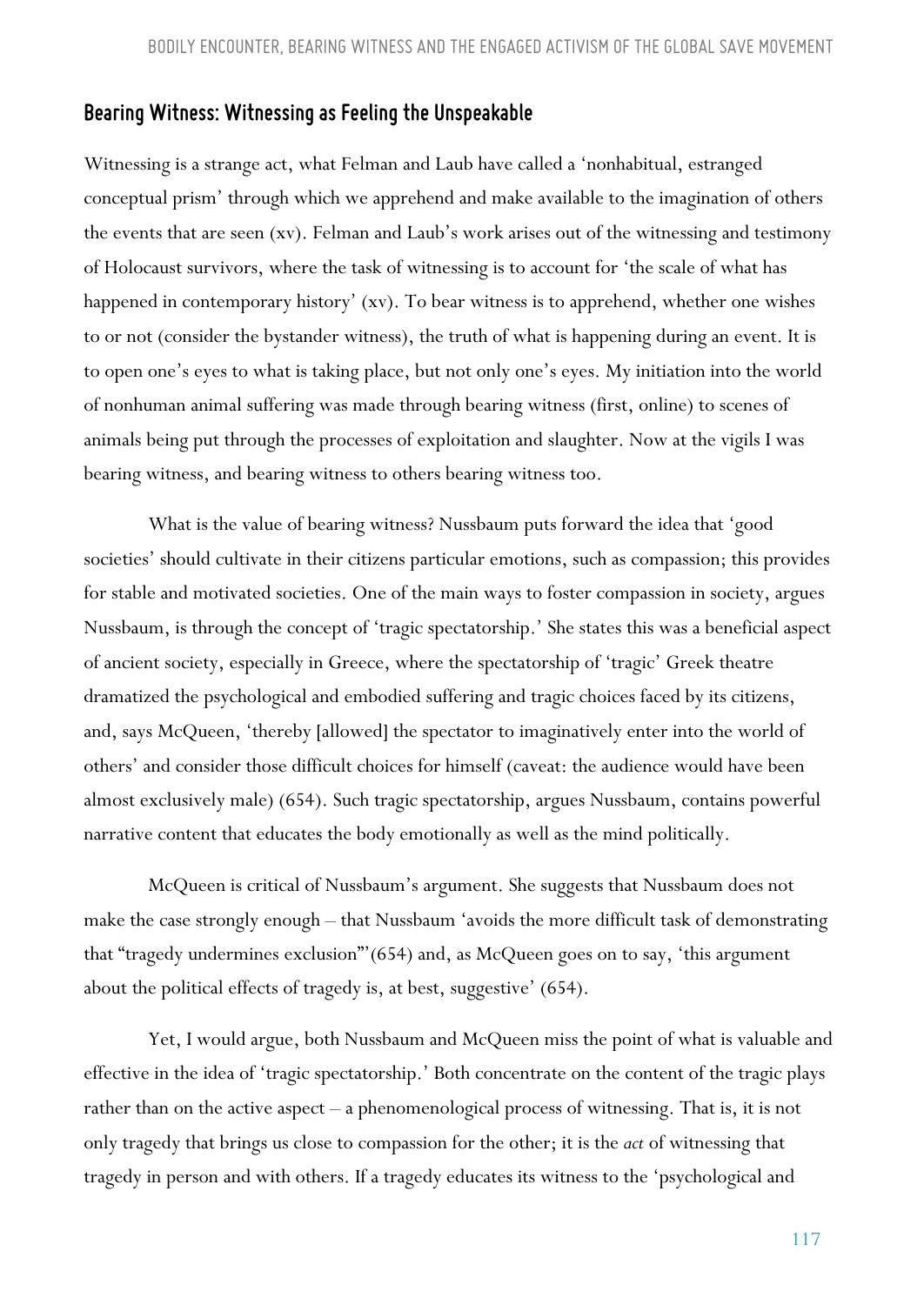## Bearing Witness: Witnessing as Feeling the Unspeakable

Witnessing is a strange act, what Felman and Laub have called a 'nonhabitual, estranged conceptual prism' through which we apprehend and make available to the imagination of others the events that are seen (xv). Felman and Laub's work arises out of the witnessing and testimony of Holocaust survivors, where the task of witnessing is to account for 'the scale of what has happened in contemporary history' (xv). To bear witness is to apprehend, whether one wishes to or not (consider the bystander witness), the truth of what is happening during an event. It is to open one's eyes to what is taking place, but not only one's eyes. My initiation into the world of nonhuman animal suffering was made through bearing witness (first, online) to scenes of animals being put through the processes of exploitation and slaughter. Now at the vigils I was bearing witness, and bearing witness to others bearing witness too.

What is the value of bearing witness? Nussbaum puts forward the idea that 'good societies' should cultivate in their citizens particular emotions, such as compassion; this provides for stable and motivated societies. One of the main ways to foster compassion in society, argues Nussbaum, is through the concept of 'tragic spectatorship.' She states this was a beneficial aspect of ancient society, especially in Greece, where the spectatorship of 'tragic' Greek theatre dramatized the psychological and embodied suffering and tragic choices faced by its citizens, and, says McQueen, 'thereby [allowed] the spectator to imaginatively enter into the world of others' and consider those difficult choices for himself (caveat: the audience would have been almost exclusively male) (654). Such tragic spectatorship, argues Nussbaum, contains powerful narrative content that educates the body emotionally as well as the mind politically.

McQueen is critical of Nussbaum's argument. She suggests that Nussbaum does not make the case strongly enough – that Nussbaum 'avoids the more difficult task of demonstrating that "tragedy undermines exclusion"' (654) and, as McQueen goes on to say, 'this argument about the political effects of tragedy is, at best, suggestive' (654).

Yet, I would argue, both Nussbaum and McQueen miss the point of what is valuable and effective in the idea of 'tragic spectatorship.' Both concentrate on the content of the tragic plays rather than on the active aspect – a phenomenological process of witnessing. That is, it is not only tragedy that brings us close to compassion for the other; it is the *act* of witnessing that tragedy in person and with others. If a tragedy educates its witness to the 'psychological and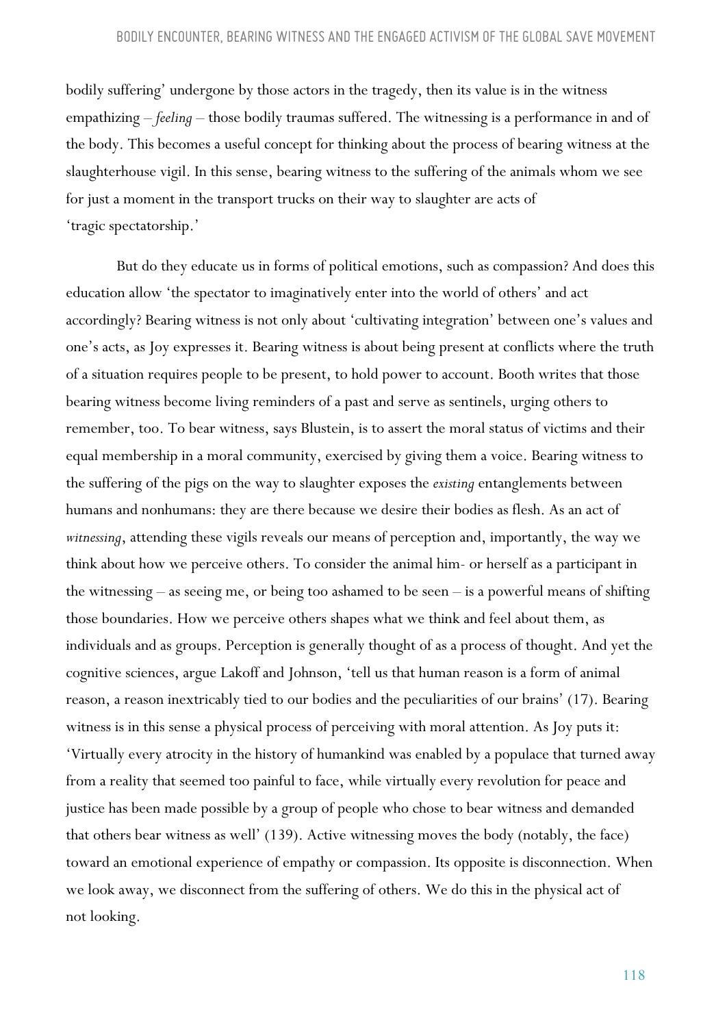bodily suffering' undergone by those actors in the tragedy, then its value is in the witness empathizing – *feeling* – those bodily traumas suffered. The witnessing is a performance in and of the body. This becomes a useful concept for thinking about the process of bearing witness at the slaughterhouse vigil. In this sense, bearing witness to the suffering of the animals whom we see for just a moment in the transport trucks on their way to slaughter are acts of 'tragic spectatorship.'

But do they educate us in forms of political emotions, such as compassion? And does this education allow 'the spectator to imaginatively enter into the world of others' and act accordingly? Bearing witness is not only about 'cultivating integration' between one's values and one's acts, as Joy expresses it. Bearing witness is about being present at conflicts where the truth of a situation requires people to be present, to hold power to account. Booth writes that those bearing witness become living reminders of a past and serve as sentinels, urging others to remember, too. To bear witness, says Blustein, is to assert the moral status of victims and their equal membership in a moral community, exercised by giving them a voice. Bearing witness to the suffering of the pigs on the way to slaughter exposes the *existing* entanglements between humans and nonhumans: they are there because we desire their bodies as flesh. As an act of *witnessing*, attending these vigils reveals our means of perception and, importantly, the way we think about how we perceive others. To consider the animal him- or herself as a participant in the witnessing – as seeing me, or being too ashamed to be seen – is a powerful means of shifting those boundaries. How we perceive others shapes what we think and feel about them, as individuals and as groups. Perception is generally thought of as a process of thought. And yet the cognitive sciences, argue Lakoff and Johnson, 'tell us that human reason is a form of animal reason, a reason inextricably tied to our bodies and the peculiarities of our brains' (17). Bearing witness is in this sense a physical process of perceiving with moral attention. As Joy puts it: 'Virtually every atrocity in the history of humankind was enabled by a populace that turned away from a reality that seemed too painful to face, while virtually every revolution for peace and justice has been made possible by a group of people who chose to bear witness and demanded that others bear witness as well' (139). Active witnessing moves the body (notably, the face) toward an emotional experience of empathy or compassion. Its opposite is disconnection. When we look away, we disconnect from the suffering of others. We do this in the physical act of not looking.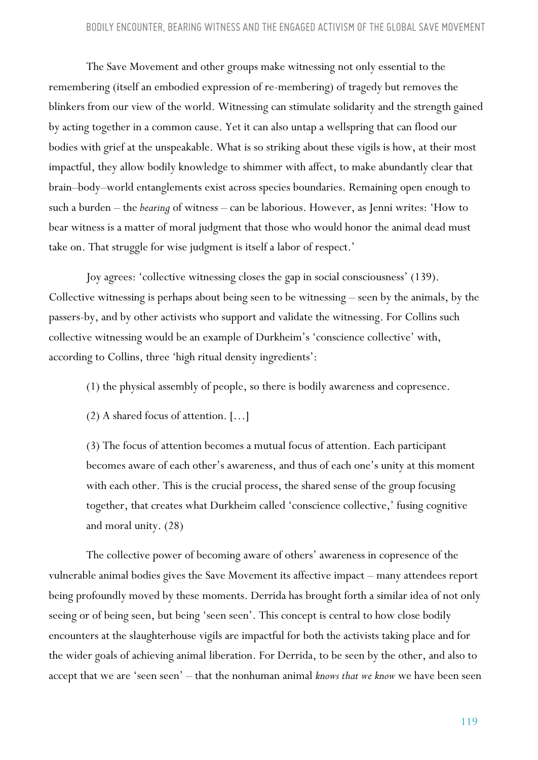The Save Movement and other groups make witnessing not only essential to the remembering (itself an embodied expression of re-membering) of tragedy but removes the blinkers from our view of the world. Witnessing can stimulate solidarity and the strength gained by acting together in a common cause. Yet it can also untap a wellspring that can flood our bodies with grief at the unspeakable. What is so striking about these vigils is how, at their most impactful, they allow bodily knowledge to shimmer with affect, to make abundantly clear that brain–body–world entanglements exist across species boundaries. Remaining open enough to such a burden – the *bearing* of witness – can be laborious. However, as Jenni writes: 'How to bear witness is a matter of moral judgment that those who would honor the animal dead must take on. That struggle for wise judgment is itself a labor of respect.'

Joy agrees: 'collective witnessing closes the gap in social consciousness' (139). Collective witnessing is perhaps about being seen to be witnessing – seen by the animals, by the passers-by, and by other activists who support and validate the witnessing. For Collins such collective witnessing would be an example of Durkheim's 'conscience collective' with, according to Collins, three 'high ritual density ingredients':

> (1) the physical assembly of people, so there is bodily awareness and copresence.
>
> (2) A shared focus of attention. […]
>
> (3) The focus of attention becomes a mutual focus of attention. Each participant becomes aware of each other's awareness, and thus of each one's unity at this moment with each other. This is the crucial process, the shared sense of the group focusing together, that creates what Durkheim called 'conscience collective,' fusing cognitive and moral unity. (28)

The collective power of becoming aware of others' awareness in copresence of the vulnerable animal bodies gives the Save Movement its affective impact – many attendees report being profoundly moved by these moments. Derrida has brought forth a similar idea of not only seeing or of being seen, but being 'seen seen'. This concept is central to how close bodily encounters at the slaughterhouse vigils are impactful for both the activists taking place and for the wider goals of achieving animal liberation. For Derrida, to be seen by the other, and also to accept that we are 'seen seen' – that the nonhuman animal *knows that we know* we have been seen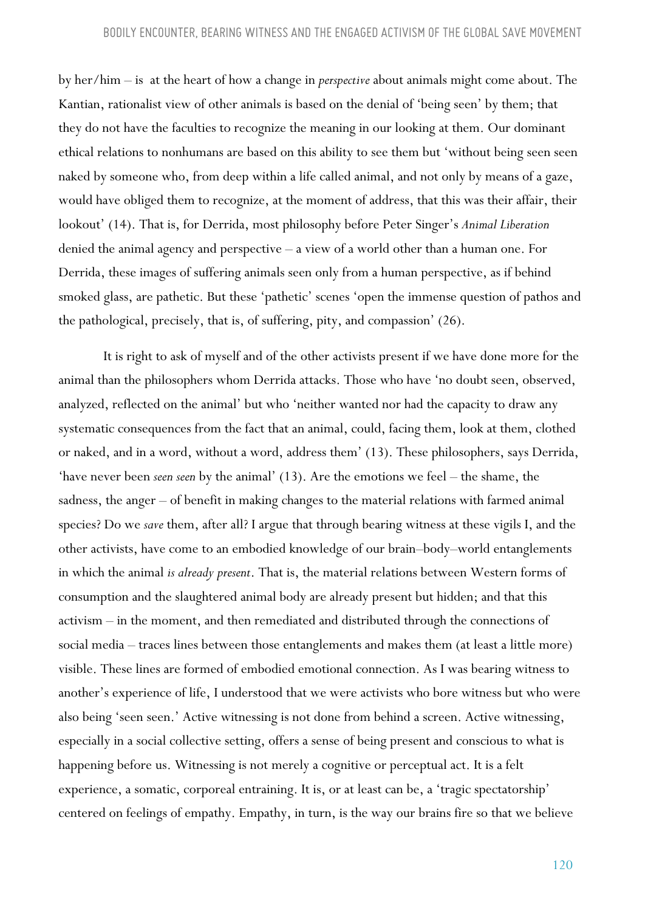by her/him – is at the heart of how a change in *perspective* about animals might come about. The Kantian, rationalist view of other animals is based on the denial of 'being seen' by them; that they do not have the faculties to recognize the meaning in our looking at them. Our dominant ethical relations to nonhumans are based on this ability to see them but 'without being seen seen naked by someone who, from deep within a life called animal, and not only by means of a gaze, would have obliged them to recognize, at the moment of address, that this was their affair, their lookout' (14). That is, for Derrida, most philosophy before Peter Singer's *Animal Liberation* denied the animal agency and perspective – a view of a world other than a human one. For Derrida, these images of suffering animals seen only from a human perspective, as if behind smoked glass, are pathetic. But these 'pathetic' scenes 'open the immense question of pathos and the pathological, precisely, that is, of suffering, pity, and compassion' (26).

It is right to ask of myself and of the other activists present if we have done more for the animal than the philosophers whom Derrida attacks. Those who have 'no doubt seen, observed, analyzed, reflected on the animal' but who 'neither wanted nor had the capacity to draw any systematic consequences from the fact that an animal, could, facing them, look at them, clothed or naked, and in a word, without a word, address them' (13). These philosophers, says Derrida, 'have never been *seen seen* by the animal' (13). Are the emotions we feel – the shame, the sadness, the anger – of benefit in making changes to the material relations with farmed animal species? Do we *save* them, after all? I argue that through bearing witness at these vigils I, and the other activists, have come to an embodied knowledge of our brain–body–world entanglements in which the animal *is already present*. That is, the material relations between Western forms of consumption and the slaughtered animal body are already present but hidden; and that this activism – in the moment, and then remediated and distributed through the connections of social media – traces lines between those entanglements and makes them (at least a little more) visible. These lines are formed of embodied emotional connection. As I was bearing witness to another's experience of life, I understood that we were activists who bore witness but who were also being 'seen seen.' Active witnessing is not done from behind a screen. Active witnessing, especially in a social collective setting, offers a sense of being present and conscious to what is happening before us. Witnessing is not merely a cognitive or perceptual act. It is a felt experience, a somatic, corporeal entraining. It is, or at least can be, a 'tragic spectatorship' centered on feelings of empathy. Empathy, in turn, is the way our brains fire so that we believe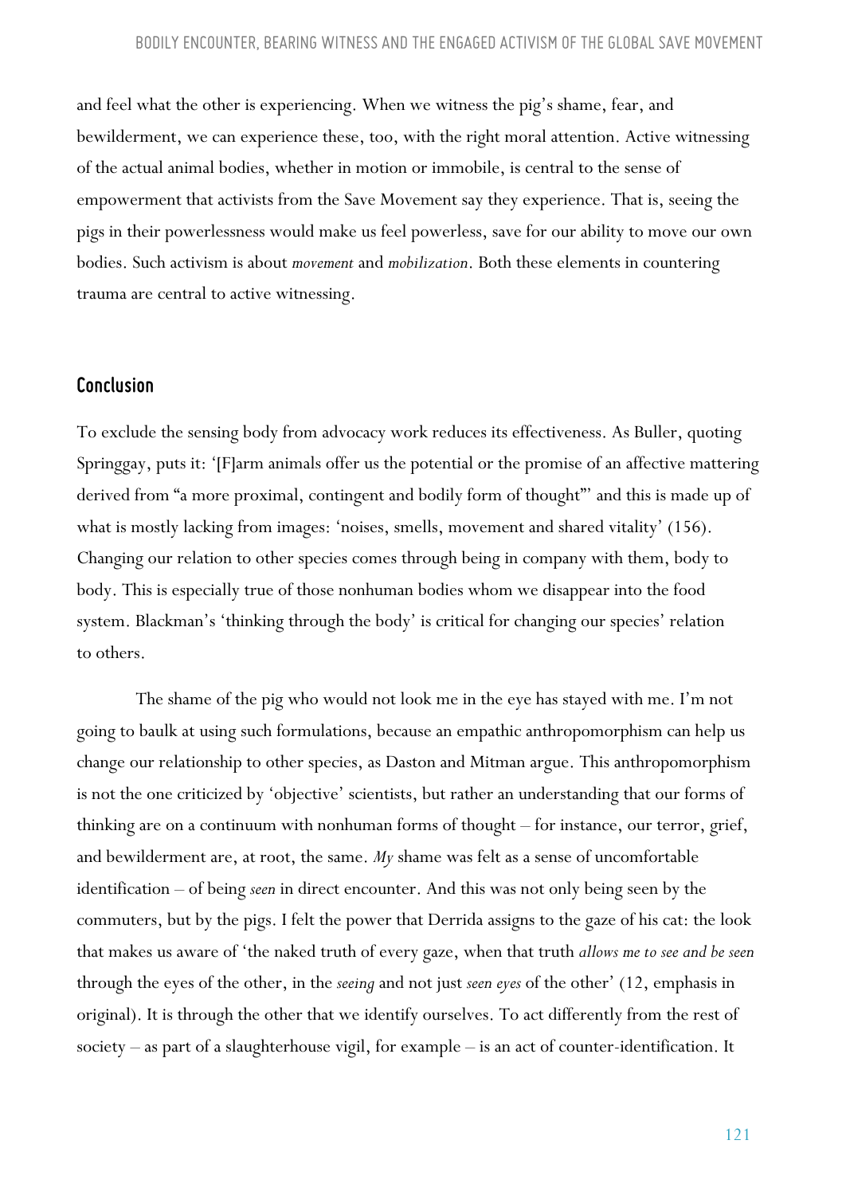and feel what the other is experiencing. When we witness the pig's shame, fear, and bewilderment, we can experience these, too, with the right moral attention. Active witnessing of the actual animal bodies, whether in motion or immobile, is central to the sense of empowerment that activists from the Save Movement say they experience. That is, seeing the pigs in their powerlessness would make us feel powerless, save for our ability to move our own bodies. Such activism is about *movement* and *mobilization*. Both these elements in countering trauma are central to active witnessing.

## Conclusion

To exclude the sensing body from advocacy work reduces its effectiveness. As Buller, quoting Springgay, puts it: '[F]arm animals offer us the potential or the promise of an affective mattering derived from "a more proximal, contingent and bodily form of thought"' and this is made up of what is mostly lacking from images: 'noises, smells, movement and shared vitality' (156). Changing our relation to other species comes through being in company with them, body to body. This is especially true of those nonhuman bodies whom we disappear into the food system. Blackman's 'thinking through the body' is critical for changing our species' relation to others.

The shame of the pig who would not look me in the eye has stayed with me. I'm not going to baulk at using such formulations, because an empathic anthropomorphism can help us change our relationship to other species, as Daston and Mitman argue. This anthropomorphism is not the one criticized by 'objective' scientists, but rather an understanding that our forms of thinking are on a continuum with nonhuman forms of thought – for instance, our terror, grief, and bewilderment are, at root, the same. *My* shame was felt as a sense of uncomfortable identification – of being *seen* in direct encounter. And this was not only being seen by the commuters, but by the pigs. I felt the power that Derrida assigns to the gaze of his cat: the look that makes us aware of 'the naked truth of every gaze, when that truth *allows me to see and be seen* through the eyes of the other, in the *seeing* and not just *seen eyes* of the other' (12, emphasis in original). It is through the other that we identify ourselves. To act differently from the rest of society – as part of a slaughterhouse vigil, for example – is an act of counter-identification. It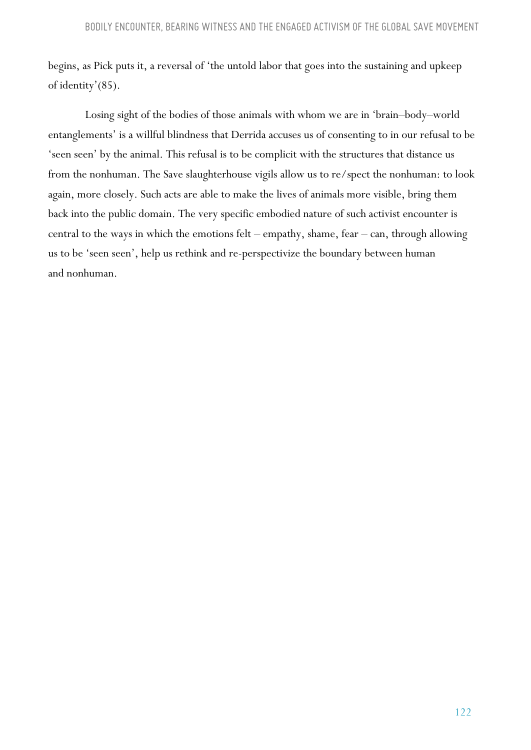begins, as Pick puts it, a reversal of 'the untold labor that goes into the sustaining and upkeep of identity'(85).

Losing sight of the bodies of those animals with whom we are in 'brain–body–world entanglements' is a willful blindness that Derrida accuses us of consenting to in our refusal to be 'seen seen' by the animal. This refusal is to be complicit with the structures that distance us from the nonhuman. The Save slaughterhouse vigils allow us to re/spect the nonhuman: to look again, more closely. Such acts are able to make the lives of animals more visible, bring them back into the public domain. The very specific embodied nature of such activist encounter is central to the ways in which the emotions felt – empathy, shame, fear – can, through allowing us to be 'seen seen', help us rethink and re-perspectivize the boundary between human and nonhuman.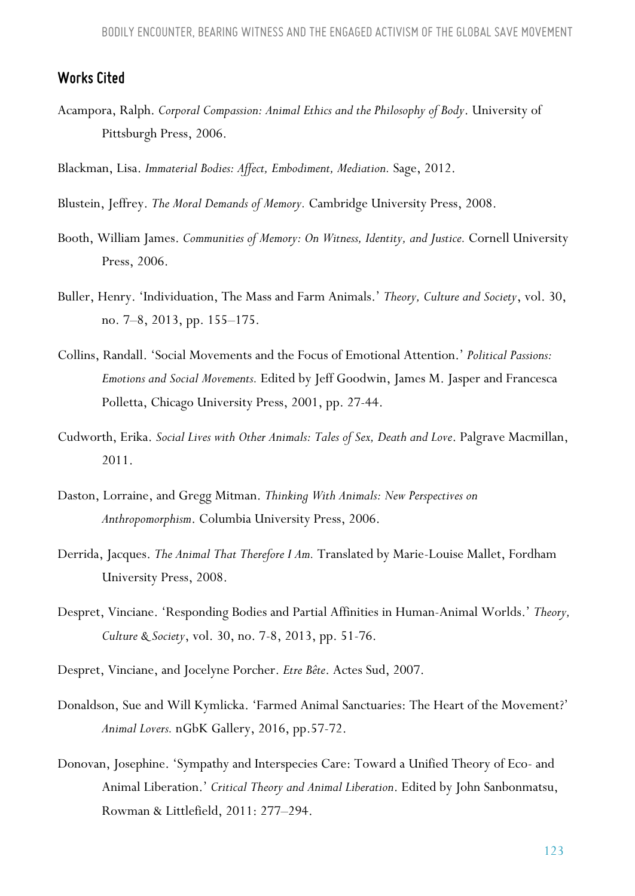## Works Cited

Acampora, Ralph. *Corporal Compassion: Animal Ethics and the Philosophy of Body*. University of Pittsburgh Press, 2006.

Blackman, Lisa. *Immaterial Bodies: Affect, Embodiment, Mediation.* Sage, 2012.

Blustein, Jeffrey. *The Moral Demands of Memory.* Cambridge University Press, 2008.

Booth, William James. *Communities of Memory: On Witness, Identity, and Justice.* Cornell University Press, 2006.

Buller, Henry. 'Individuation, The Mass and Farm Animals.' *Theory, Culture and Society*, vol. 30, no. 7–8, 2013, pp. 155–175.

Collins, Randall. 'Social Movements and the Focus of Emotional Attention.' *Political Passions: Emotions and Social Movements.* Edited by Jeff Goodwin, James M. Jasper and Francesca Polletta, Chicago University Press, 2001, pp. 27-44.

Cudworth, Erika. *Social Lives with Other Animals: Tales of Sex, Death and Love*. Palgrave Macmillan, 2011.

Daston, Lorraine, and Gregg Mitman. *Thinking With Animals: New Perspectives on Anthropomorphism*. Columbia University Press, 2006.

Derrida, Jacques. *The Animal That Therefore I Am.* Translated by Marie-Louise Mallet, Fordham University Press, 2008.

Despret, Vinciane. 'Responding Bodies and Partial Affinities in Human-Animal Worlds.' *Theory, Culture & Society*, vol. 30, no. 7-8, 2013, pp. 51-76.

Despret, Vinciane, and Jocelyne Porcher. *Etre Bête*. Actes Sud, 2007.

Donaldson, Sue and Will Kymlicka. 'Farmed Animal Sanctuaries: The Heart of the Movement?' *Animal Lovers.* nGbK Gallery, 2016, pp.57-72.

Donovan, Josephine. 'Sympathy and Interspecies Care: Toward a Unified Theory of Eco- and Animal Liberation.' *Critical Theory and Animal Liberation*. Edited by John Sanbonmatsu, Rowman & Littlefield, 2011: 277–294.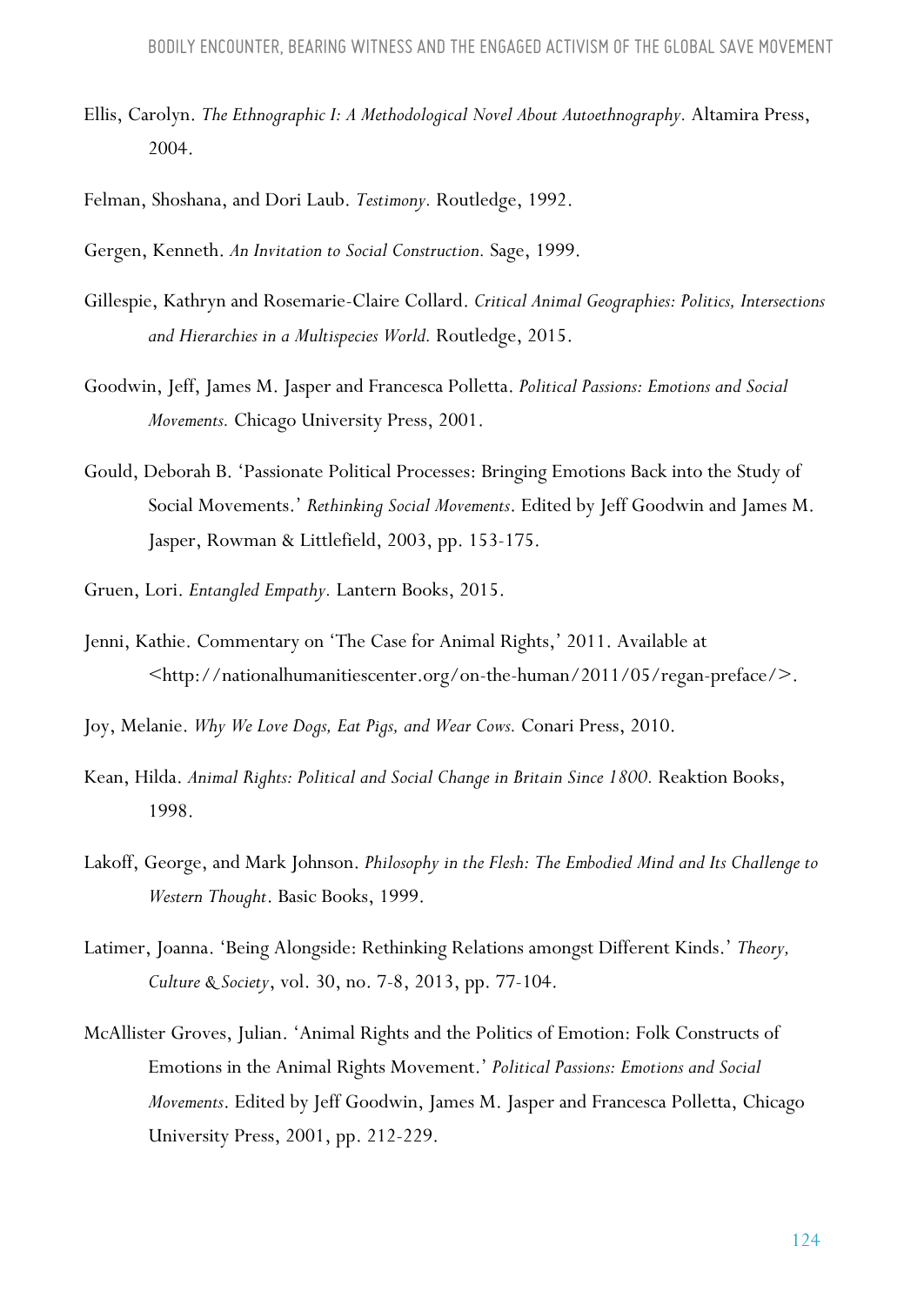Ellis, Carolyn. *The Ethnographic I: A Methodological Novel About Autoethnography.* Altamira Press, 2004.

Felman, Shoshana, and Dori Laub. *Testimony.* Routledge, 1992.

Gergen, Kenneth. *An Invitation to Social Construction.* Sage, 1999.

Gillespie, Kathryn and Rosemarie-Claire Collard. *Critical Animal Geographies: Politics, Intersections and Hierarchies in a Multispecies World.* Routledge, 2015.

Goodwin, Jeff, James M. Jasper and Francesca Polletta. *Political Passions: Emotions and Social Movements.* Chicago University Press, 2001.

Gould, Deborah B. 'Passionate Political Processes: Bringing Emotions Back into the Study of Social Movements.' *Rethinking Social Movements*. Edited by Jeff Goodwin and James M. Jasper, Rowman & Littlefield, 2003, pp. 153-175.

Gruen, Lori. *Entangled Empathy*. Lantern Books, 2015.

Jenni, Kathie. Commentary on 'The Case for Animal Rights,' 2011. Available at <http://nationalhumanitiescenter.org/on-the-human/2011/05/regan-preface/>.

Joy, Melanie. *Why We Love Dogs, Eat Pigs, and Wear Cows.* Conari Press, 2010.

Kean, Hilda. *Animal Rights: Political and Social Change in Britain Since 1800.* Reaktion Books, 1998.

Lakoff, George, and Mark Johnson. *Philosophy in the Flesh: The Embodied Mind and Its Challenge to Western Thought*. Basic Books, 1999.

Latimer, Joanna. 'Being Alongside: Rethinking Relations amongst Different Kinds.' *Theory, Culture & Society*, vol. 30, no. 7-8, 2013, pp. 77-104.

McAllister Groves, Julian. 'Animal Rights and the Politics of Emotion: Folk Constructs of Emotions in the Animal Rights Movement.' *Political Passions: Emotions and Social Movements*. Edited by Jeff Goodwin, James M. Jasper and Francesca Polletta, Chicago University Press, 2001, pp. 212-229.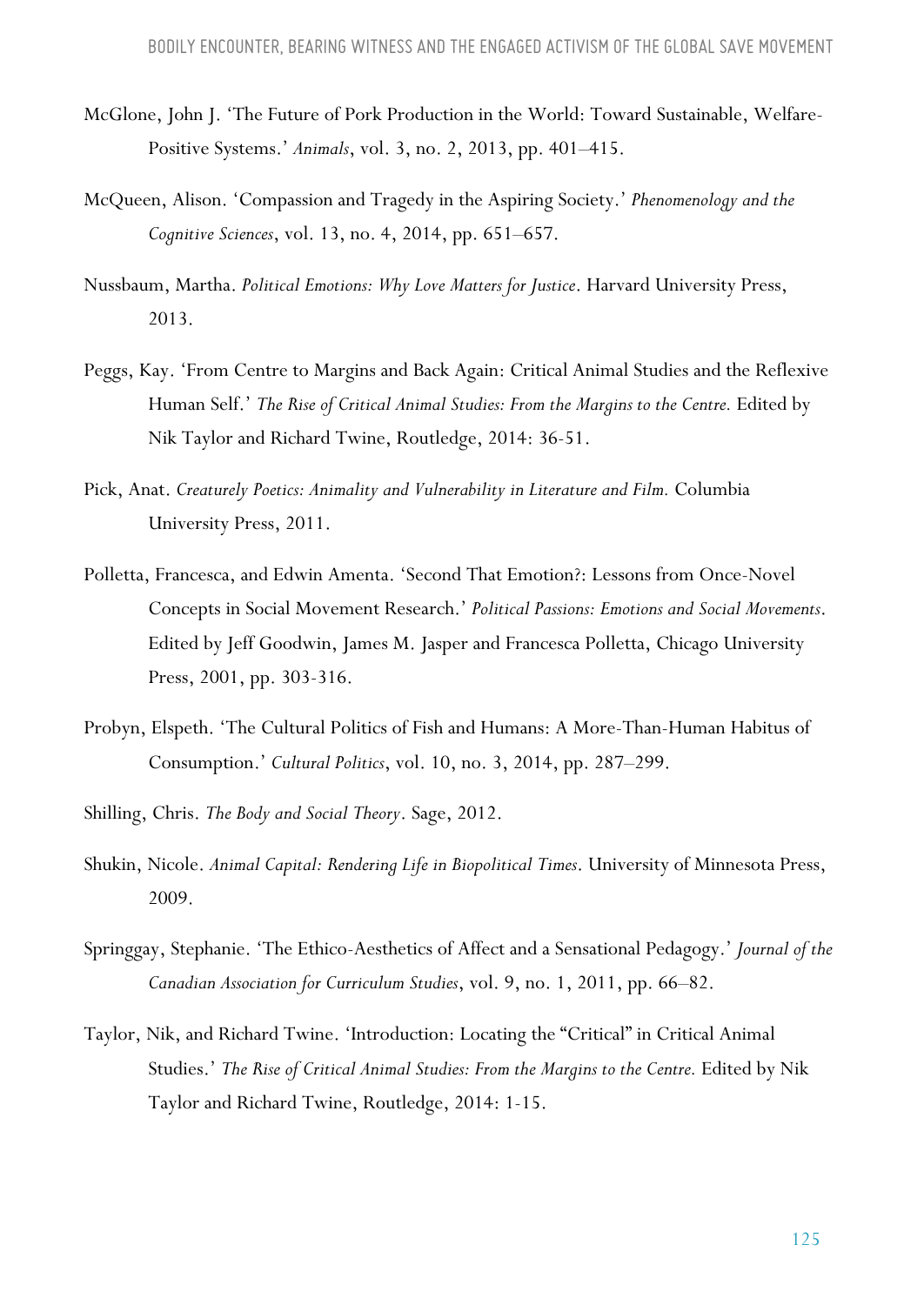McGlone, John J. 'The Future of Pork Production in the World: Toward Sustainable, Welfare-Positive Systems.' *Animals*, vol. 3, no. 2, 2013, pp. 401–415.

McQueen, Alison. 'Compassion and Tragedy in the Aspiring Society.' *Phenomenology and the Cognitive Sciences*, vol. 13, no. 4, 2014, pp. 651–657.

Nussbaum, Martha. *Political Emotions: Why Love Matters for Justice*. Harvard University Press, 2013.

Peggs, Kay. 'From Centre to Margins and Back Again: Critical Animal Studies and the Reflexive Human Self.' *The Rise of Critical Animal Studies: From the Margins to the Centre.* Edited by Nik Taylor and Richard Twine, Routledge, 2014: 36-51.

Pick, Anat. *Creaturely Poetics: Animality and Vulnerability in Literature and Film.* Columbia University Press, 2011.

Polletta, Francesca, and Edwin Amenta. 'Second That Emotion?: Lessons from Once-Novel Concepts in Social Movement Research.' *Political Passions: Emotions and Social Movements*. Edited by Jeff Goodwin, James M. Jasper and Francesca Polletta, Chicago University Press, 2001, pp. 303-316.

Probyn, Elspeth. 'The Cultural Politics of Fish and Humans: A More-Than-Human Habitus of Consumption.' *Cultural Politics*, vol. 10, no. 3, 2014, pp. 287–299.

Shilling, Chris. *The Body and Social Theory*. Sage, 2012.

Shukin, Nicole. *Animal Capital: Rendering Life in Biopolitical Times*. University of Minnesota Press, 2009.

Springgay, Stephanie. 'The Ethico-Aesthetics of Affect and a Sensational Pedagogy.' *Journal of the Canadian Association for Curriculum Studies*, vol. 9, no. 1, 2011, pp. 66–82.

Taylor, Nik, and Richard Twine. 'Introduction: Locating the "Critical" in Critical Animal Studies.' *The Rise of Critical Animal Studies: From the Margins to the Centre.* Edited by Nik Taylor and Richard Twine, Routledge, 2014: 1-15.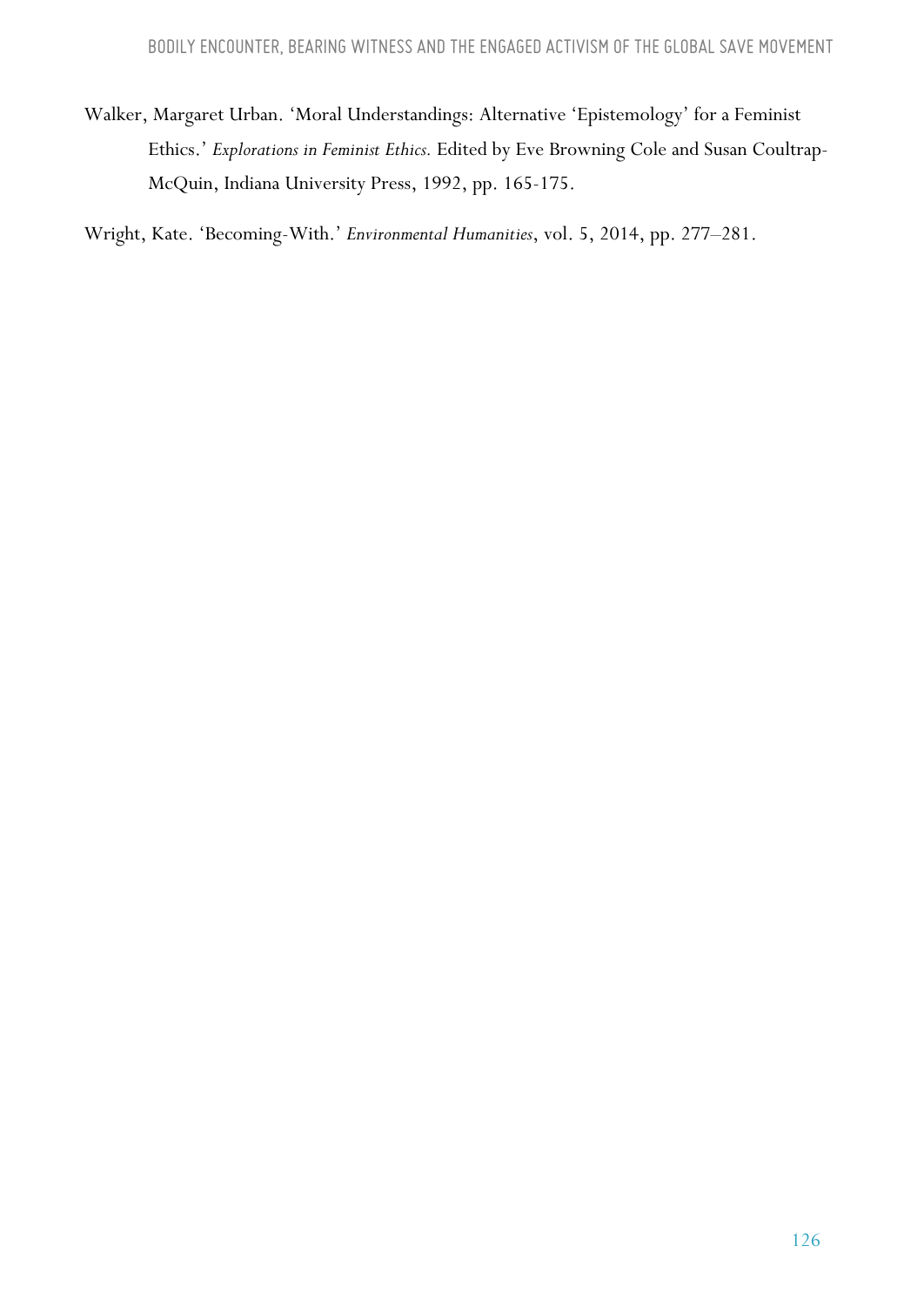Walker, Margaret Urban. 'Moral Understandings: Alternative 'Epistemology' for a Feminist Ethics.' *Explorations in Feminist Ethics.* Edited by Eve Browning Cole and Susan Coultrap-McQuin, Indiana University Press, 1992, pp. 165-175.

Wright, Kate. 'Becoming-With.' *Environmental Humanities*, vol. 5, 2014, pp. 277–281.